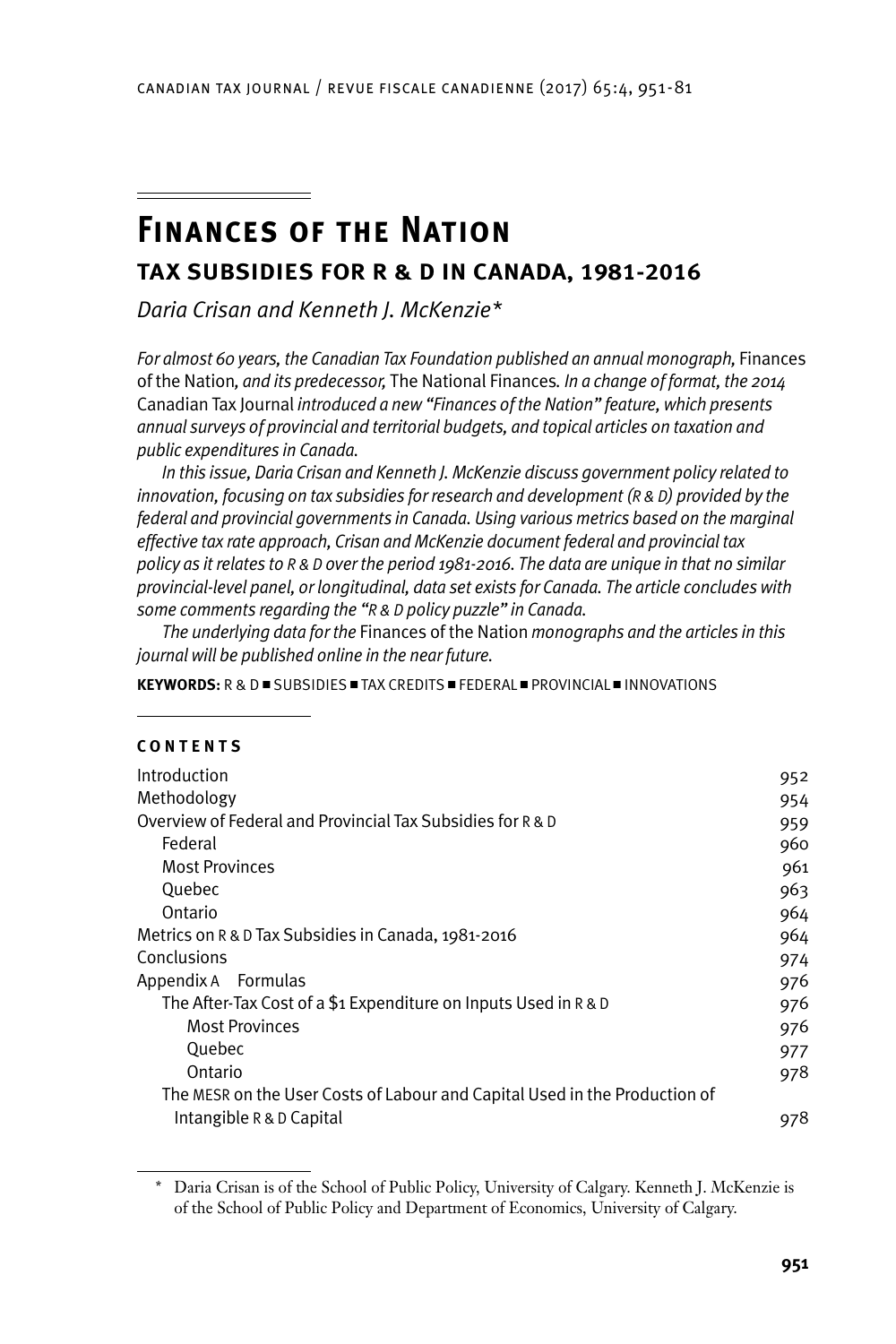# Finances of the Nation

## TAX SUBSIDIES FOR R & D IN CANADA, 1981-2016

*Daria Crisan and Kenneth J. McKenzie**

*For almost 60 years, the Canadian Tax Foundation published an annual monograph,* Finances of the Nation*, and its predecessor,* The National Finances*. In a change of format, the 2014* Canadian Tax Journal *introduced a new "Finances of the Nation" feature, which presents annual surveys of provincial and territorial budgets, and topical articles on taxation and public expenditures in Canada.*

*In this issue, Daria Crisan and Kenneth J. McKenzie discuss government policy related to innovation, focusing on tax subsidies for research and development (R & D) provided by the federal and provincial governments in Canada. Using various metrics based on the marginal effective tax rate approach, Crisan and McKenzie document federal and provincial tax policy as it relates to R & D over the period 1981-2016. The data are unique in that no similar provincial-level panel, or longitudinal, data set exists for Canada. The article concludes with some comments regarding the "R & D policy puzzle" in Canada.*

*The underlying data for the* Finances of the Nation *monographs and the articles in this journal will be published online in the near future.*

**KEYWORDS:** R & D ■ SUBSIDIES ■ TAX CREDITS ■ FEDERAL ■ PROVINCIAL ■ INNOVATIONS

**CONTENTS**

| | |
|---|---|
| Introduction | 952 |
| Methodology | 954 |
| Overview of Federal and Provincial Tax Subsidies for R & D | 959 |
| &nbsp;&nbsp;&nbsp;&nbsp;Federal | 960 |
| &nbsp;&nbsp;&nbsp;&nbsp;Most Provinces | 961 |
| &nbsp;&nbsp;&nbsp;&nbsp;Quebec | 963 |
| &nbsp;&nbsp;&nbsp;&nbsp;Ontario | 964 |
| Metrics on R & D Tax Subsidies in Canada, 1981-2016 | 964 |
| Conclusions | 974 |
| Appendix A Formulas | 976 |
| &nbsp;&nbsp;&nbsp;&nbsp;The After-Tax Cost of a $1 Expenditure on Inputs Used in R & D | 976 |
| &nbsp;&nbsp;&nbsp;&nbsp;&nbsp;&nbsp;&nbsp;&nbsp;Most Provinces | 976 |
| &nbsp;&nbsp;&nbsp;&nbsp;&nbsp;&nbsp;&nbsp;&nbsp;Quebec | 977 |
| &nbsp;&nbsp;&nbsp;&nbsp;&nbsp;&nbsp;&nbsp;&nbsp;Ontario | 978 |
| &nbsp;&nbsp;&nbsp;&nbsp;The MESR on the User Costs of Labour and Capital Used in the Production of Intangible R & D Capital | 978 |

\* Daria Crisan is of the School of Public Policy, University of Calgary. Kenneth J. McKenzie is of the School of Public Policy and Department of Economics, University of Calgary.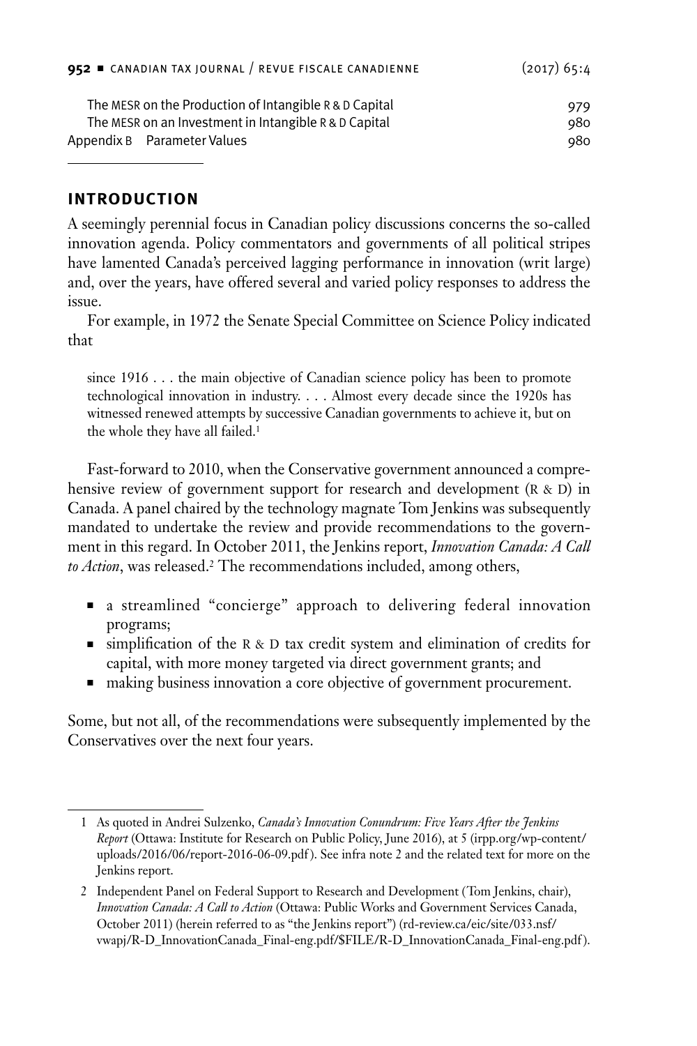The MESR on the Production of Intangible R & D Capital 979
The MESR on an Investment in Intangible R & D Capital 980
Appendix B Parameter Values 980

## INTRODUCTION

A seemingly perennial focus in Canadian policy discussions concerns the so-called innovation agenda. Policy commentators and governments of all political stripes have lamented Canada's perceived lagging performance in innovation (writ large) and, over the years, have offered several and varied policy responses to address the issue.

For example, in 1972 the Senate Special Committee on Science Policy indicated that

> since 1916 . . . the main objective of Canadian science policy has been to promote technological innovation in industry. . . . Almost every decade since the 1920s has witnessed renewed attempts by successive Canadian governments to achieve it, but on the whole they have all failed.[1]

Fast-forward to 2010, when the Conservative government announced a comprehensive review of government support for research and development (R & D) in Canada. A panel chaired by the technology magnate Tom Jenkins was subsequently mandated to undertake the review and provide recommendations to the government in this regard. In October 2011, the Jenkins report, *Innovation Canada: A Call to Action*, was released.[2] The recommendations included, among others,

- a streamlined "concierge" approach to delivering federal innovation programs;
- simplification of the R & D tax credit system and elimination of credits for capital, with more money targeted via direct government grants; and
- making business innovation a core objective of government procurement.

Some, but not all, of the recommendations were subsequently implemented by the Conservatives over the next four years.

---

1 As quoted in Andrei Sulzenko, *Canada's Innovation Conundrum: Five Years After the Jenkins Report* (Ottawa: Institute for Research on Public Policy, June 2016), at 5 (irpp.org/wp-content/uploads/2016/06/report-2016-06-09.pdf). See infra note 2 and the related text for more on the Jenkins report.

2 Independent Panel on Federal Support to Research and Development (Tom Jenkins, chair), *Innovation Canada: A Call to Action* (Ottawa: Public Works and Government Services Canada, October 2011) (herein referred to as "the Jenkins report") (rd-review.ca/eic/site/033.nsf/vwapj/R-D_InnovationCanada_Final-eng.pdf/$FILE/R-D_InnovationCanada_Final-eng.pdf).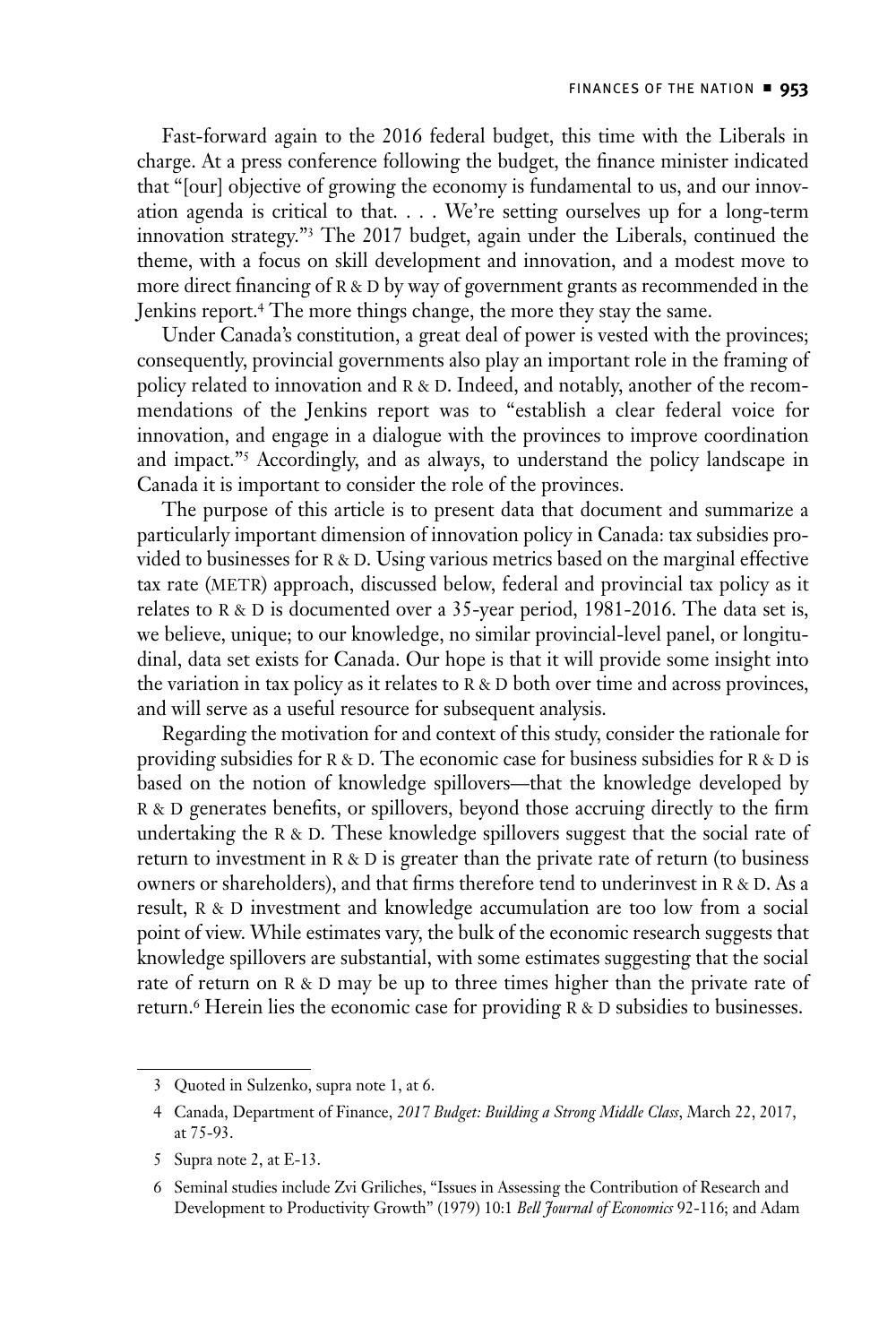Fast-forward again to the 2016 federal budget, this time with the Liberals in charge. At a press conference following the budget, the finance minister indicated that "[our] objective of growing the economy is fundamental to us, and our innovation agenda is critical to that. . . . We're setting ourselves up for a long-term innovation strategy."[3] The 2017 budget, again under the Liberals, continued the theme, with a focus on skill development and innovation, and a modest move to more direct financing of R & D by way of government grants as recommended in the Jenkins report.[4] The more things change, the more they stay the same.

Under Canada's constitution, a great deal of power is vested with the provinces; consequently, provincial governments also play an important role in the framing of policy related to innovation and R & D. Indeed, and notably, another of the recommendations of the Jenkins report was to "establish a clear federal voice for innovation, and engage in a dialogue with the provinces to improve coordination and impact."[5] Accordingly, and as always, to understand the policy landscape in Canada it is important to consider the role of the provinces.

The purpose of this article is to present data that document and summarize a particularly important dimension of innovation policy in Canada: tax subsidies provided to businesses for R & D. Using various metrics based on the marginal effective tax rate (METR) approach, discussed below, federal and provincial tax policy as it relates to R & D is documented over a 35-year period, 1981-2016. The data set is, we believe, unique; to our knowledge, no similar provincial-level panel, or longitudinal, data set exists for Canada. Our hope is that it will provide some insight into the variation in tax policy as it relates to R & D both over time and across provinces, and will serve as a useful resource for subsequent analysis.

Regarding the motivation for and context of this study, consider the rationale for providing subsidies for R & D. The economic case for business subsidies for R & D is based on the notion of knowledge spillovers—that the knowledge developed by R & D generates benefits, or spillovers, beyond those accruing directly to the firm undertaking the R & D. These knowledge spillovers suggest that the social rate of return to investment in R & D is greater than the private rate of return (to business owners or shareholders), and that firms therefore tend to underinvest in R & D. As a result, R & D investment and knowledge accumulation are too low from a social point of view. While estimates vary, the bulk of the economic research suggests that knowledge spillovers are substantial, with some estimates suggesting that the social rate of return on R & D may be up to three times higher than the private rate of return.[6] Herein lies the economic case for providing R & D subsidies to businesses.

---

3 Quoted in Sulzenko, supra note 1, at 6.

4 Canada, Department of Finance, *2017 Budget: Building a Strong Middle Class*, March 22, 2017, at 75-93.

5 Supra note 2, at E-13.

6 Seminal studies include Zvi Griliches, "Issues in Assessing the Contribution of Research and Development to Productivity Growth" (1979) 10:1 *Bell Journal of Economics* 92-116; and Adam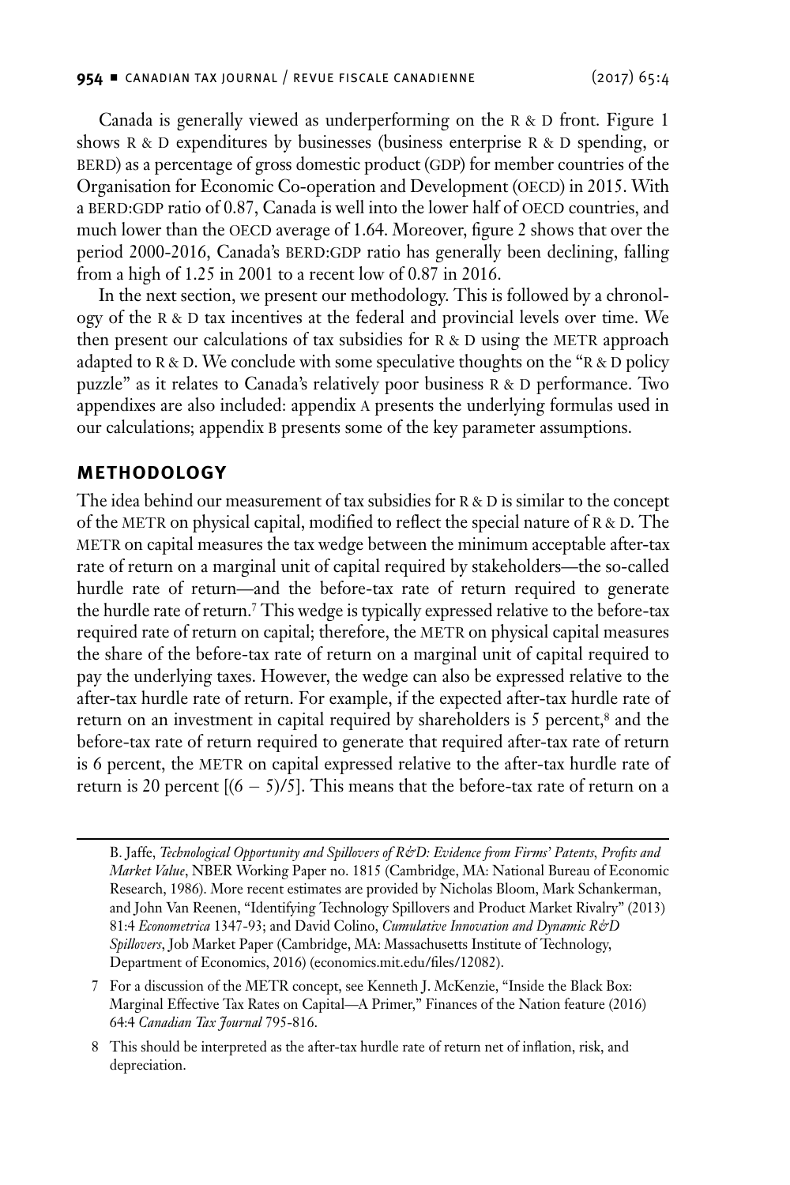Canada is generally viewed as underperforming on the R & D front. Figure 1 shows R & D expenditures by businesses (business enterprise R & D spending, or BERD) as a percentage of gross domestic product (GDP) for member countries of the Organisation for Economic Co-operation and Development (OECD) in 2015. With a BERD:GDP ratio of 0.87, Canada is well into the lower half of OECD countries, and much lower than the OECD average of 1.64. Moreover, figure 2 shows that over the period 2000-2016, Canada's BERD:GDP ratio has generally been declining, falling from a high of 1.25 in 2001 to a recent low of 0.87 in 2016.

In the next section, we present our methodology. This is followed by a chronology of the R & D tax incentives at the federal and provincial levels over time. We then present our calculations of tax subsidies for R & D using the METR approach adapted to R & D. We conclude with some speculative thoughts on the "R & D policy puzzle" as it relates to Canada's relatively poor business R & D performance. Two appendixes are also included: appendix A presents the underlying formulas used in our calculations; appendix B presents some of the key parameter assumptions.

## METHODOLOGY

The idea behind our measurement of tax subsidies for R & D is similar to the concept of the METR on physical capital, modified to reflect the special nature of R & D. The METR on capital measures the tax wedge between the minimum acceptable after-tax rate of return on a marginal unit of capital required by stakeholders—the so-called hurdle rate of return—and the before-tax rate of return required to generate the hurdle rate of return.[7] This wedge is typically expressed relative to the before-tax required rate of return on capital; therefore, the METR on physical capital measures the share of the before-tax rate of return on a marginal unit of capital required to pay the underlying taxes. However, the wedge can also be expressed relative to the after-tax hurdle rate of return. For example, if the expected after-tax hurdle rate of return on an investment in capital required by shareholders is 5 percent,[8] and the before-tax rate of return required to generate that required after-tax rate of return is 6 percent, the METR on capital expressed relative to the after-tax hurdle rate of return is 20 percent [(6 − 5)/5]. This means that the before-tax rate of return on a

---

B. Jaffe, *Technological Opportunity and Spillovers of R&D: Evidence from Firms' Patents, Profits and Market Value*, NBER Working Paper no. 1815 (Cambridge, MA: National Bureau of Economic Research, 1986). More recent estimates are provided by Nicholas Bloom, Mark Schankerman, and John Van Reenen, "Identifying Technology Spillovers and Product Market Rivalry" (2013) 81:4 *Econometrica* 1347-93; and David Colino, *Cumulative Innovation and Dynamic R&D Spillovers*, Job Market Paper (Cambridge, MA: Massachusetts Institute of Technology, Department of Economics, 2016) (economics.mit.edu/files/12082).

7 For a discussion of the METR concept, see Kenneth J. McKenzie, "Inside the Black Box: Marginal Effective Tax Rates on Capital—A Primer," Finances of the Nation feature (2016) 64:4 *Canadian Tax Journal* 795-816.

8 This should be interpreted as the after-tax hurdle rate of return net of inflation, risk, and depreciation.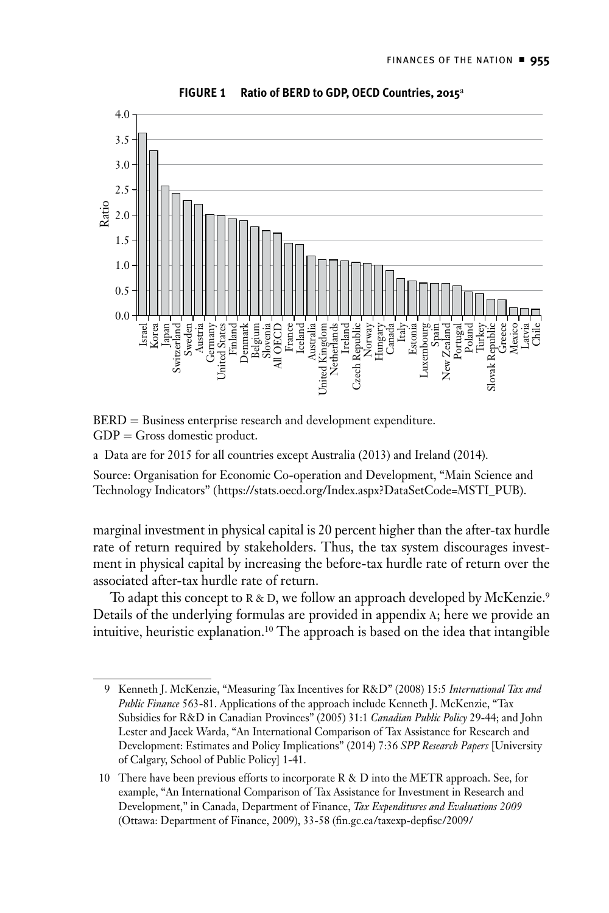**FIGURE 1 Ratio of BERD to GDP, OECD Countries, 2015**[a]

BERD = Business enterprise research and development expenditure.
GDP = Gross domestic product.

a Data are for 2015 for all countries except Australia (2013) and Ireland (2014).

Source: Organisation for Economic Co-operation and Development, "Main Science and Technology Indicators" (https://stats.oecd.org/Index.aspx?DataSetCode=MSTI_PUB).

marginal investment in physical capital is 20 percent higher than the after-tax hurdle rate of return required by stakeholders. Thus, the tax system discourages investment in physical capital by increasing the before-tax hurdle rate of return over the associated after-tax hurdle rate of return.

To adapt this concept to R & D, we follow an approach developed by McKenzie.[9] Details of the underlying formulas are provided in appendix A; here we provide an intuitive, heuristic explanation.[10] The approach is based on the idea that intangible

9 Kenneth J. McKenzie, "Measuring Tax Incentives for R&D" (2008) 15:5 *International Tax and Public Finance* 563-81. Applications of the approach include Kenneth J. McKenzie, "Tax Subsidies for R&D in Canadian Provinces" (2005) 31:1 *Canadian Public Policy* 29-44; and John Lester and Jacek Warda, "An International Comparison of Tax Assistance for Research and Development: Estimates and Policy Implications" (2014) 7:36 *SPP Research Papers* [University of Calgary, School of Public Policy] 1-41.

10 There have been previous efforts to incorporate R & D into the METR approach. See, for example, "An International Comparison of Tax Assistance for Investment in Research and Development," in Canada, Department of Finance, *Tax Expenditures and Evaluations 2009* (Ottawa: Department of Finance, 2009), 33-58 (fin.gc.ca/taxexp-depfisc/2009/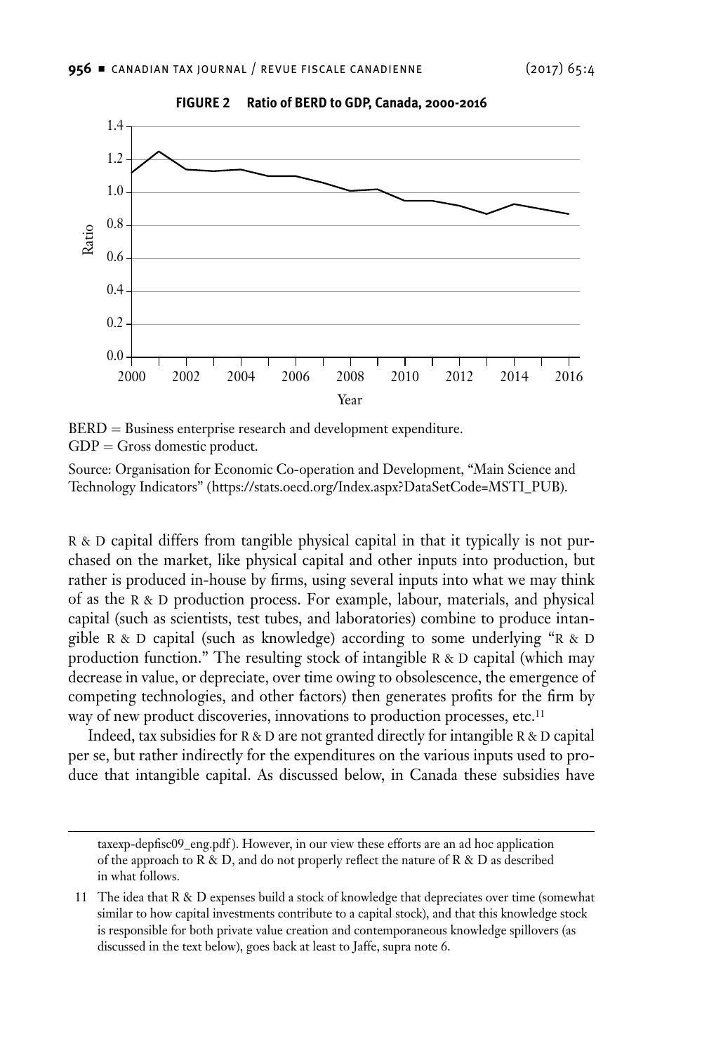**FIGURE 2 Ratio of BERD to GDP, Canada, 2000-2016**

BERD = Business enterprise research and development expenditure.
GDP = Gross domestic product.

Source: Organisation for Economic Co-operation and Development, "Main Science and Technology Indicators" (https://stats.oecd.org/Index.aspx?DataSetCode=MSTI_PUB).

R & D capital differs from tangible physical capital in that it typically is not purchased on the market, like physical capital and other inputs into production, but rather is produced in-house by firms, using several inputs into what we may think of as the R & D production process. For example, labour, materials, and physical capital (such as scientists, test tubes, and laboratories) combine to produce intangible R & D capital (such as knowledge) according to some underlying "R & D production function." The resulting stock of intangible R & D capital (which may decrease in value, or depreciate, over time owing to obsolescence, the emergence of competing technologies, and other factors) then generates profits for the firm by way of new product discoveries, innovations to production processes, etc.[11]

Indeed, tax subsidies for R & D are not granted directly for intangible R & D capital per se, but rather indirectly for the expenditures on the various inputs used to produce that intangible capital. As discussed below, in Canada these subsidies have

taxexp-depfisc09_eng.pdf). However, in our view these efforts are an ad hoc application of the approach to R & D, and do not properly reflect the nature of R & D as described in what follows.

11 The idea that R & D expenses build a stock of knowledge that depreciates over time (somewhat similar to how capital investments contribute to a capital stock), and that this knowledge stock is responsible for both private value creation and contemporaneous knowledge spillovers (as discussed in the text below), goes back at least to Jaffe, supra note 6.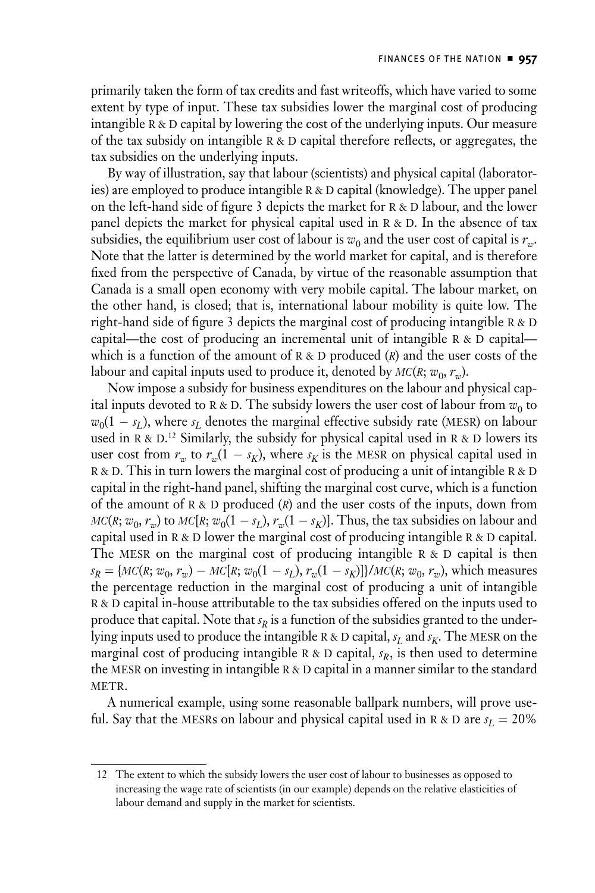primarily taken the form of tax credits and fast writeoffs, which have varied to some extent by type of input. These tax subsidies lower the marginal cost of producing intangible R & D capital by lowering the cost of the underlying inputs. Our measure of the tax subsidy on intangible R & D capital therefore reflects, or aggregates, the tax subsidies on the underlying inputs.

By way of illustration, say that labour (scientists) and physical capital (laboratories) are employed to produce intangible R & D capital (knowledge). The upper panel on the left-hand side of figure 3 depicts the market for R & D labour, and the lower panel depicts the market for physical capital used in R & D. In the absence of tax subsidies, the equilibrium user cost of labour is $w_0$ and the user cost of capital is $r_w$. Note that the latter is determined by the world market for capital, and is therefore fixed from the perspective of Canada, by virtue of the reasonable assumption that Canada is a small open economy with very mobile capital. The labour market, on the other hand, is closed; that is, international labour mobility is quite low. The right-hand side of figure 3 depicts the marginal cost of producing intangible R & D capital—the cost of producing an incremental unit of intangible R & D capital—which is a function of the amount of R & D produced ($R$) and the user costs of the labour and capital inputs used to produce it, denoted by $MC(R; w_0, r_w)$.

Now impose a subsidy for business expenditures on the labour and physical capital inputs devoted to R & D. The subsidy lowers the user cost of labour from $w_0$ to $w_0(1 - s_L)$, where $s_L$ denotes the marginal effective subsidy rate (MESR) on labour used in R & D.[12] Similarly, the subsidy for physical capital used in R & D lowers its user cost from $r_w$ to $r_w(1 - s_K)$, where $s_K$ is the MESR on physical capital used in R & D. This in turn lowers the marginal cost of producing a unit of intangible R & D capital in the right-hand panel, shifting the marginal cost curve, which is a function of the amount of R & D produced ($R$) and the user costs of the inputs, down from $MC(R; w_0, r_w)$ to $MC[R; w_0(1 - s_L), r_w(1 - s_K)]$. Thus, the tax subsidies on labour and capital used in R & D lower the marginal cost of producing intangible R & D capital. The MESR on the marginal cost of producing intangible R & D capital is then $s_R = \{MC(R; w_0, r_w) - MC[R; w_0(1 - s_L), r_w(1 - s_K)]\}/MC(R; w_0, r_w)$, which measures the percentage reduction in the marginal cost of producing a unit of intangible R & D capital in-house attributable to the tax subsidies offered on the inputs used to produce that capital. Note that $s_R$ is a function of the subsidies granted to the underlying inputs used to produce the intangible R & D capital, $s_L$ and $s_K$. The MESR on the marginal cost of producing intangible R & D capital, $s_R$, is then used to determine the MESR on investing in intangible R & D capital in a manner similar to the standard METR.

A numerical example, using some reasonable ballpark numbers, will prove useful. Say that the MESRs on labour and physical capital used in R & D are $s_L = 20\%$

12 The extent to which the subsidy lowers the user cost of labour to businesses as opposed to increasing the wage rate of scientists (in our example) depends on the relative elasticities of labour demand and supply in the market for scientists.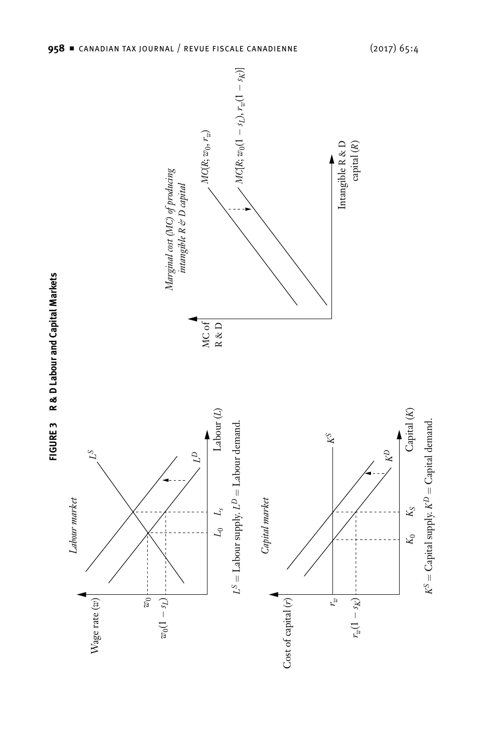**FIGURE 3 R & D Labour and Capital Markets**

*Labour market*

Wage rate ($w$)

$w_0$

$w_0(1 - s_L)$

$L^S$

$L^D$

$L_0$ $L_s$

Labour ($L$)

$L^S$ = Labour supply. $L^D$ = Labour demand.

*Capital market*

Cost of capital ($r$)

$r_w$

$r_w(1 - s_K)$

$K^S$

$K^D$

$K_0$ $K_S$

Capital ($K$)

$K^S$ = Capital supply. $K^D$ = Capital demand.

*Marginal cost (MC) of producing intangible R & D capital*

MC of R & D

$MC(R; w_0, r_w)$

$MC[R; w_0(1 - s_L), r_w(1 - s_K)]$

Intangible R & D capital ($R$)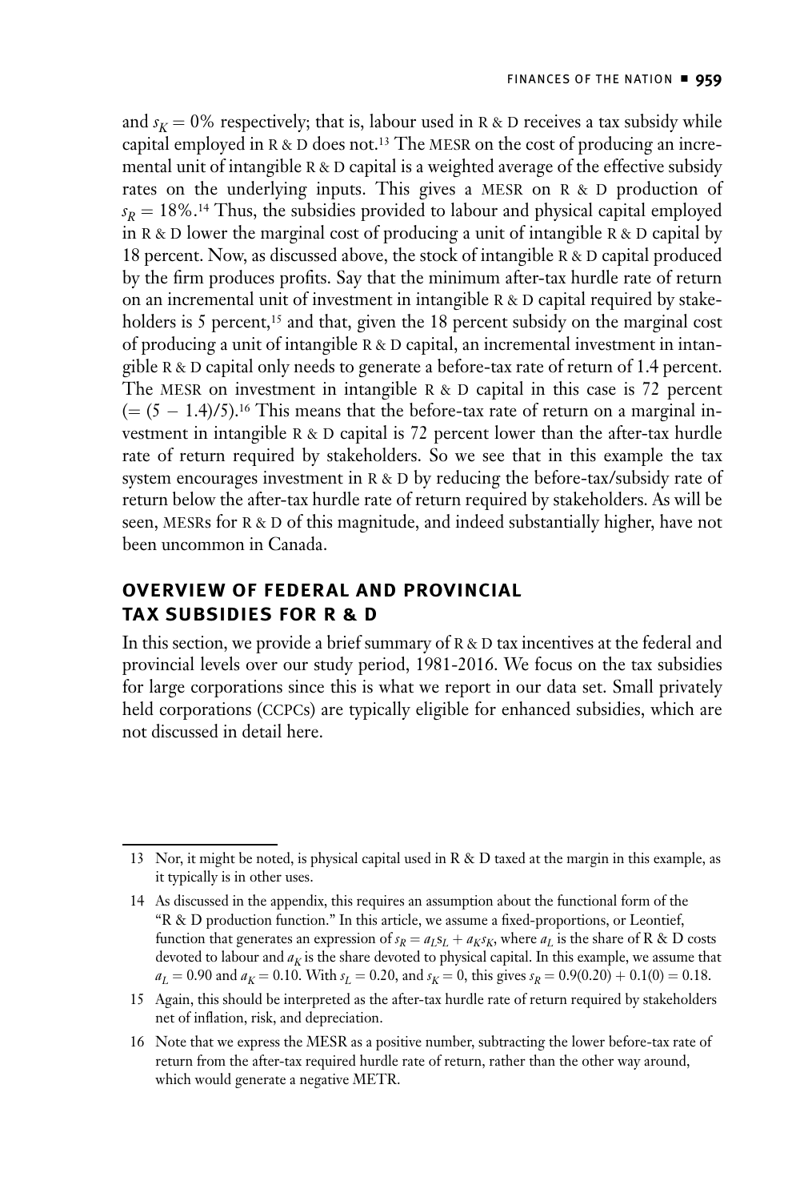and $s_K = 0\%$ respectively; that is, labour used in R & D receives a tax subsidy while capital employed in R & D does not.[13] The MESR on the cost of producing an incremental unit of intangible R & D capital is a weighted average of the effective subsidy rates on the underlying inputs. This gives a MESR on R & D production of $s_R = 18\%$.[14] Thus, the subsidies provided to labour and physical capital employed in R & D lower the marginal cost of producing a unit of intangible R & D capital by 18 percent. Now, as discussed above, the stock of intangible R & D capital produced by the firm produces profits. Say that the minimum after-tax hurdle rate of return on an incremental unit of investment in intangible R & D capital required by stakeholders is 5 percent,[15] and that, given the 18 percent subsidy on the marginal cost of producing a unit of intangible R & D capital, an incremental investment in intangible R & D capital only needs to generate a before-tax rate of return of 1.4 percent. The MESR on investment in intangible R & D capital in this case is 72 percent $(= (5 - 1.4)/5)$.[16] This means that the before-tax rate of return on a marginal investment in intangible R & D capital is 72 percent lower than the after-tax hurdle rate of return required by stakeholders. So we see that in this example the tax system encourages investment in R & D by reducing the before-tax/subsidy rate of return below the after-tax hurdle rate of return required by stakeholders. As will be seen, MESRs for R & D of this magnitude, and indeed substantially higher, have not been uncommon in Canada.

## OVERVIEW OF FEDERAL AND PROVINCIAL TAX SUBSIDIES FOR R & D

In this section, we provide a brief summary of R & D tax incentives at the federal and provincial levels over our study period, 1981-2016. We focus on the tax subsidies for large corporations since this is what we report in our data set. Small privately held corporations (CCPCs) are typically eligible for enhanced subsidies, which are not discussed in detail here.

---

13 Nor, it might be noted, is physical capital used in R & D taxed at the margin in this example, as it typically is in other uses.

14 As discussed in the appendix, this requires an assumption about the functional form of the "R & D production function." In this article, we assume a fixed-proportions, or Leontief, function that generates an expression of $s_R = a_L s_L + a_K s_K$, where $a_L$ is the share of R & D costs devoted to labour and $a_K$ is the share devoted to physical capital. In this example, we assume that $a_L = 0.90$ and $a_K = 0.10$. With $s_L = 0.20$, and $s_K = 0$, this gives $s_R = 0.9(0.20) + 0.1(0) = 0.18$.

15 Again, this should be interpreted as the after-tax hurdle rate of return required by stakeholders net of inflation, risk, and depreciation.

16 Note that we express the MESR as a positive number, subtracting the lower before-tax rate of return from the after-tax required hurdle rate of return, rather than the other way around, which would generate a negative METR.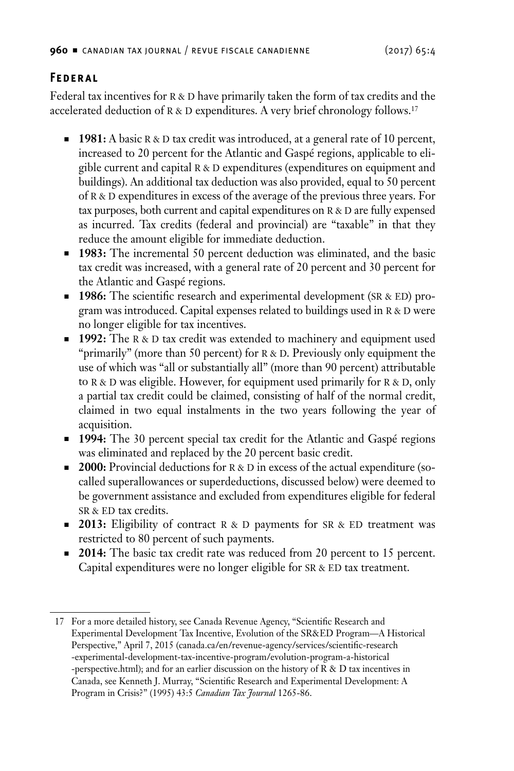## Federal

Federal tax incentives for R & D have primarily taken the form of tax credits and the accelerated deduction of R & D expenditures. A very brief chronology follows.[17]

- **1981:** A basic R & D tax credit was introduced, at a general rate of 10 percent, increased to 20 percent for the Atlantic and Gaspé regions, applicable to eligible current and capital R & D expenditures (expenditures on equipment and buildings). An additional tax deduction was also provided, equal to 50 percent of R & D expenditures in excess of the average of the previous three years. For tax purposes, both current and capital expenditures on R & D are fully expensed as incurred. Tax credits (federal and provincial) are "taxable" in that they reduce the amount eligible for immediate deduction.
- **1983:** The incremental 50 percent deduction was eliminated, and the basic tax credit was increased, with a general rate of 20 percent and 30 percent for the Atlantic and Gaspé regions.
- **1986:** The scientific research and experimental development (SR & ED) program was introduced. Capital expenses related to buildings used in R & D were no longer eligible for tax incentives.
- **1992:** The R & D tax credit was extended to machinery and equipment used "primarily" (more than 50 percent) for R & D. Previously only equipment the use of which was "all or substantially all" (more than 90 percent) attributable to R & D was eligible. However, for equipment used primarily for R & D, only a partial tax credit could be claimed, consisting of half of the normal credit, claimed in two equal instalments in the two years following the year of acquisition.
- **1994:** The 30 percent special tax credit for the Atlantic and Gaspé regions was eliminated and replaced by the 20 percent basic credit.
- **2000:** Provincial deductions for R & D in excess of the actual expenditure (so-called superallowances or superdeductions, discussed below) were deemed to be government assistance and excluded from expenditures eligible for federal SR & ED tax credits.
- **2013:** Eligibility of contract R & D payments for SR & ED treatment was restricted to 80 percent of such payments.
- **2014:** The basic tax credit rate was reduced from 20 percent to 15 percent. Capital expenditures were no longer eligible for SR & ED tax treatment.

---

17 For a more detailed history, see Canada Revenue Agency, "Scientific Research and Experimental Development Tax Incentive, Evolution of the SR&ED Program—A Historical Perspective," April 7, 2015 (canada.ca/en/revenue-agency/services/scientific-research-experimental-development-tax-incentive-program/evolution-program-a-historical-perspective.html); and for an earlier discussion on the history of R & D tax incentives in Canada, see Kenneth J. Murray, "Scientific Research and Experimental Development: A Program in Crisis?" (1995) 43:5 *Canadian Tax Journal* 1265-86.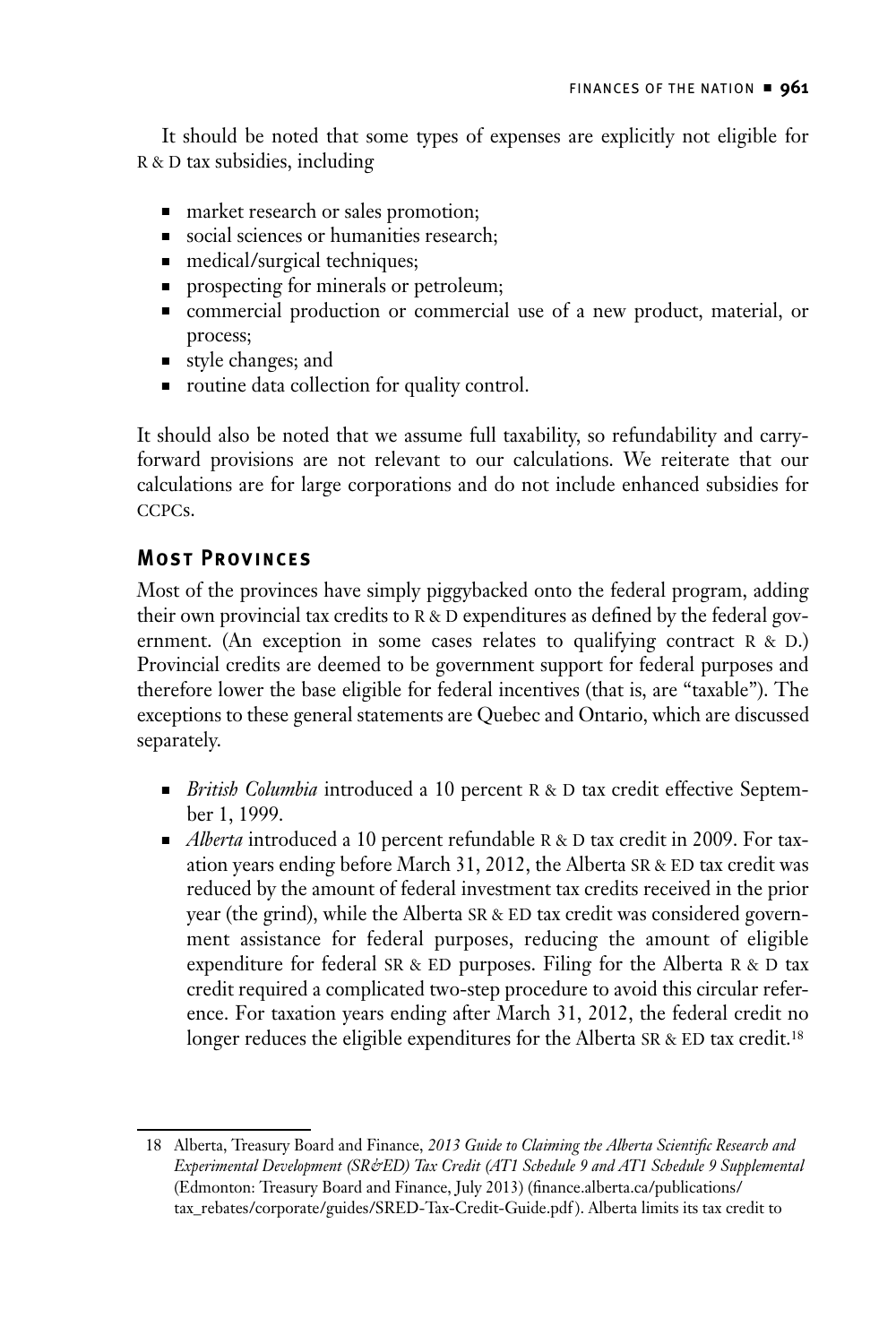It should be noted that some types of expenses are explicitly not eligible for R & D tax subsidies, including

- market research or sales promotion;
- social sciences or humanities research;
- medical/surgical techniques;
- prospecting for minerals or petroleum;
- commercial production or commercial use of a new product, material, or process;
- style changes; and
- routine data collection for quality control.

It should also be noted that we assume full taxability, so refundability and carryforward provisions are not relevant to our calculations. We reiterate that our calculations are for large corporations and do not include enhanced subsidies for CCPCs.

## Most Provinces

Most of the provinces have simply piggybacked onto the federal program, adding their own provincial tax credits to R & D expenditures as defined by the federal government. (An exception in some cases relates to qualifying contract R & D.) Provincial credits are deemed to be government support for federal purposes and therefore lower the base eligible for federal incentives (that is, are "taxable"). The exceptions to these general statements are Quebec and Ontario, which are discussed separately.

- *British Columbia* introduced a 10 percent R & D tax credit effective September 1, 1999.
- *Alberta* introduced a 10 percent refundable R & D tax credit in 2009. For taxation years ending before March 31, 2012, the Alberta SR & ED tax credit was reduced by the amount of federal investment tax credits received in the prior year (the grind), while the Alberta SR & ED tax credit was considered government assistance for federal purposes, reducing the amount of eligible expenditure for federal SR & ED purposes. Filing for the Alberta R & D tax credit required a complicated two-step procedure to avoid this circular reference. For taxation years ending after March 31, 2012, the federal credit no longer reduces the eligible expenditures for the Alberta SR & ED tax credit.[18]

---

18 Alberta, Treasury Board and Finance, *2013 Guide to Claiming the Alberta Scientific Research and Experimental Development (SR&ED) Tax Credit (AT1 Schedule 9 and AT1 Schedule 9 Supplemental* (Edmonton: Treasury Board and Finance, July 2013) (finance.alberta.ca/publications/tax_rebates/corporate/guides/SRED-Tax-Credit-Guide.pdf). Alberta limits its tax credit to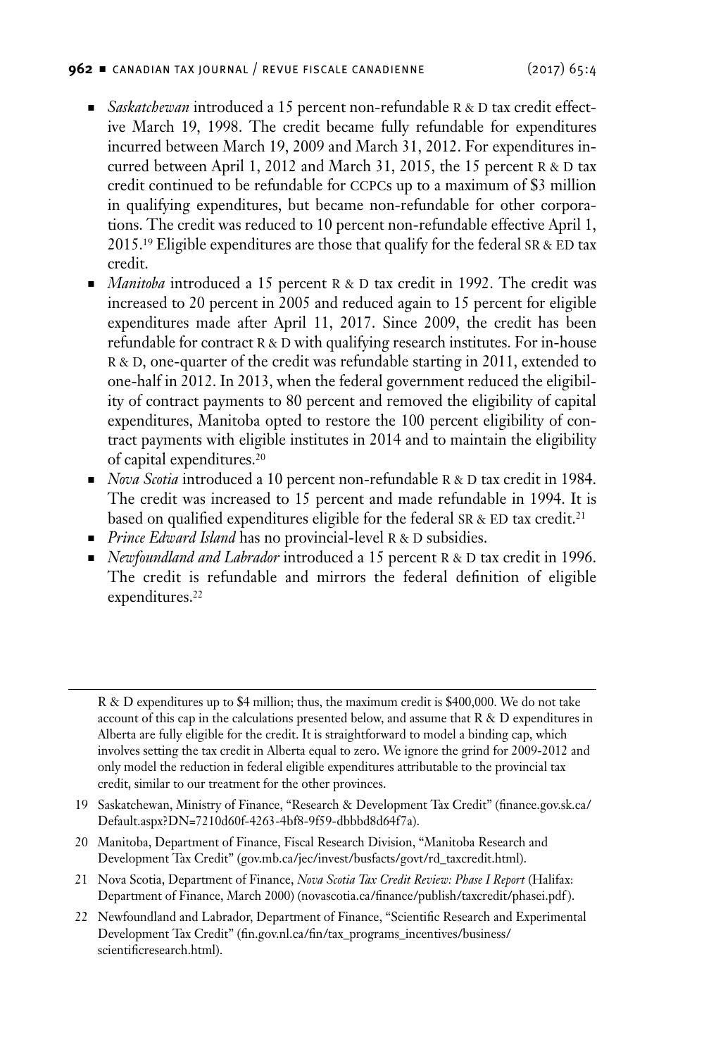- *Saskatchewan* introduced a 15 percent non-refundable R & D tax credit effective March 19, 1998. The credit became fully refundable for expenditures incurred between March 19, 2009 and March 31, 2012. For expenditures incurred between April 1, 2012 and March 31, 2015, the 15 percent R & D tax credit continued to be refundable for CCPCs up to a maximum of $3 million in qualifying expenditures, but became non-refundable for other corporations. The credit was reduced to 10 percent non-refundable effective April 1, 2015.[19] Eligible expenditures are those that qualify for the federal SR & ED tax credit.
- *Manitoba* introduced a 15 percent R & D tax credit in 1992. The credit was increased to 20 percent in 2005 and reduced again to 15 percent for eligible expenditures made after April 11, 2017. Since 2009, the credit has been refundable for contract R & D with qualifying research institutes. For in-house R & D, one-quarter of the credit was refundable starting in 2011, extended to one-half in 2012. In 2013, when the federal government reduced the eligibility of contract payments to 80 percent and removed the eligibility of capital expenditures, Manitoba opted to restore the 100 percent eligibility of contract payments with eligible institutes in 2014 and to maintain the eligibility of capital expenditures.[20]
- *Nova Scotia* introduced a 10 percent non-refundable R & D tax credit in 1984. The credit was increased to 15 percent and made refundable in 1994. It is based on qualified expenditures eligible for the federal SR & ED tax credit.[21]
- *Prince Edward Island* has no provincial-level R & D subsidies.
- *Newfoundland and Labrador* introduced a 15 percent R & D tax credit in 1996. The credit is refundable and mirrors the federal definition of eligible expenditures.[22]

---

R & D expenditures up to $4 million; thus, the maximum credit is $400,000. We do not take account of this cap in the calculations presented below, and assume that R & D expenditures in Alberta are fully eligible for the credit. It is straightforward to model a binding cap, which involves setting the tax credit in Alberta equal to zero. We ignore the grind for 2009-2012 and only model the reduction in federal eligible expenditures attributable to the provincial tax credit, similar to our treatment for the other provinces.

19 Saskatchewan, Ministry of Finance, "Research & Development Tax Credit" (finance.gov.sk.ca/Default.aspx?DN=7210d60f-4263-4bf8-9f59-dbbbd8d64f7a).

20 Manitoba, Department of Finance, Fiscal Research Division, "Manitoba Research and Development Tax Credit" (gov.mb.ca/jec/invest/busfacts/govt/rd_taxcredit.html).

21 Nova Scotia, Department of Finance, *Nova Scotia Tax Credit Review: Phase I Report* (Halifax: Department of Finance, March 2000) (novascotia.ca/finance/publish/taxcredit/phasei.pdf).

22 Newfoundland and Labrador, Department of Finance, "Scientific Research and Experimental Development Tax Credit" (fin.gov.nl.ca/fin/tax_programs_incentives/business/scientificresearch.html).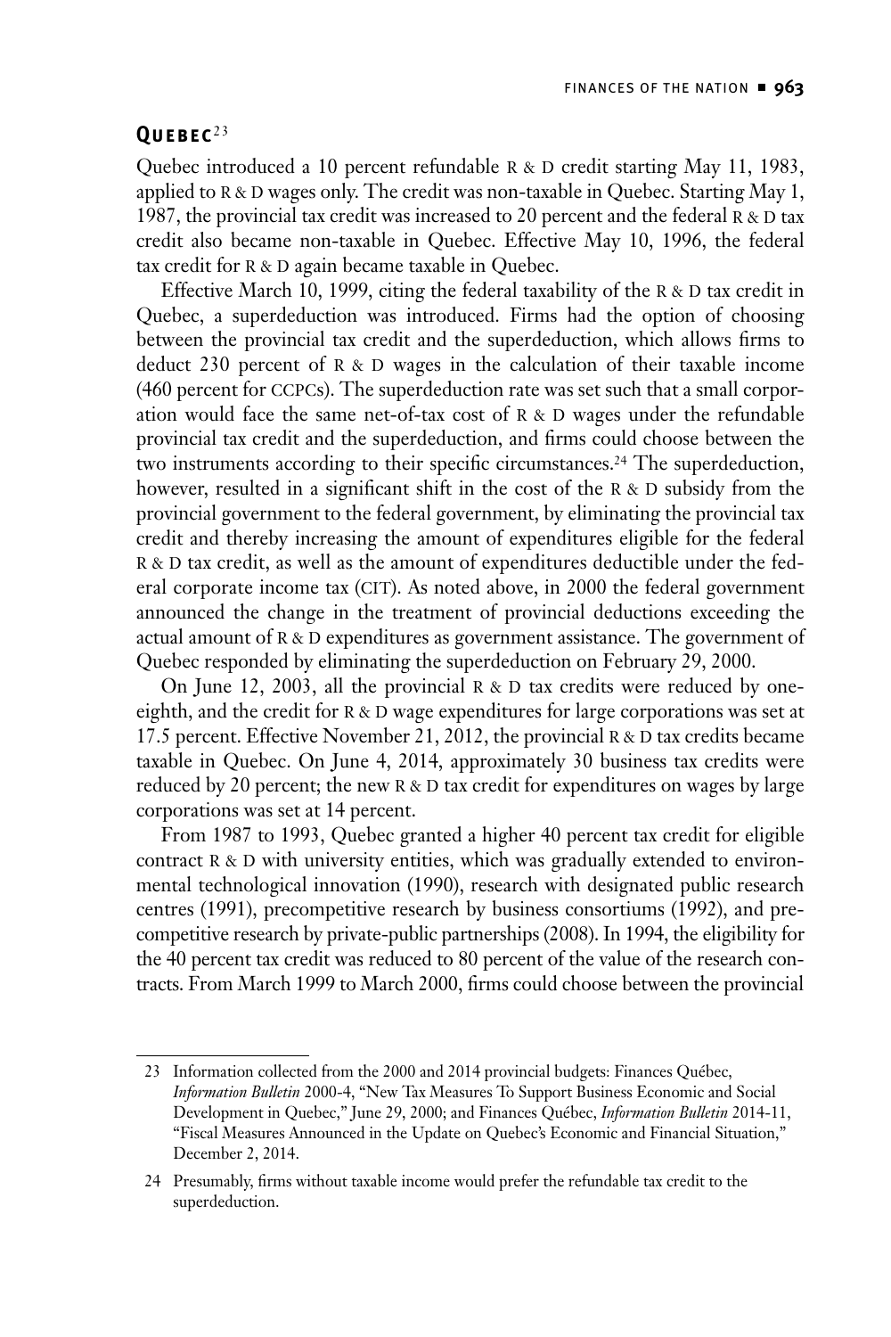## QUEBEC[23]

Quebec introduced a 10 percent refundable R & D credit starting May 11, 1983, applied to R & D wages only. The credit was non-taxable in Quebec. Starting May 1, 1987, the provincial tax credit was increased to 20 percent and the federal R & D tax credit also became non-taxable in Quebec. Effective May 10, 1996, the federal tax credit for R & D again became taxable in Quebec.

Effective March 10, 1999, citing the federal taxability of the R & D tax credit in Quebec, a superdeduction was introduced. Firms had the option of choosing between the provincial tax credit and the superdeduction, which allows firms to deduct 230 percent of R & D wages in the calculation of their taxable income (460 percent for CCPCs). The superdeduction rate was set such that a small corporation would face the same net-of-tax cost of R & D wages under the refundable provincial tax credit and the superdeduction, and firms could choose between the two instruments according to their specific circumstances.[24] The superdeduction, however, resulted in a significant shift in the cost of the R & D subsidy from the provincial government to the federal government, by eliminating the provincial tax credit and thereby increasing the amount of expenditures eligible for the federal R & D tax credit, as well as the amount of expenditures deductible under the federal corporate income tax (CIT). As noted above, in 2000 the federal government announced the change in the treatment of provincial deductions exceeding the actual amount of R & D expenditures as government assistance. The government of Quebec responded by eliminating the superdeduction on February 29, 2000.

On June 12, 2003, all the provincial R & D tax credits were reduced by one-eighth, and the credit for R & D wage expenditures for large corporations was set at 17.5 percent. Effective November 21, 2012, the provincial R & D tax credits became taxable in Quebec. On June 4, 2014, approximately 30 business tax credits were reduced by 20 percent; the new R & D tax credit for expenditures on wages by large corporations was set at 14 percent.

From 1987 to 1993, Quebec granted a higher 40 percent tax credit for eligible contract R & D with university entities, which was gradually extended to environmental technological innovation (1990), research with designated public research centres (1991), precompetitive research by business consortiums (1992), and precompetitive research by private-public partnerships (2008). In 1994, the eligibility for the 40 percent tax credit was reduced to 80 percent of the value of the research contracts. From March 1999 to March 2000, firms could choose between the provincial

---

23 Information collected from the 2000 and 2014 provincial budgets: Finances Québec, *Information Bulletin* 2000-4, "New Tax Measures To Support Business Economic and Social Development in Quebec," June 29, 2000; and Finances Québec, *Information Bulletin* 2014-11, "Fiscal Measures Announced in the Update on Quebec's Economic and Financial Situation," December 2, 2014.

24 Presumably, firms without taxable income would prefer the refundable tax credit to the superdeduction.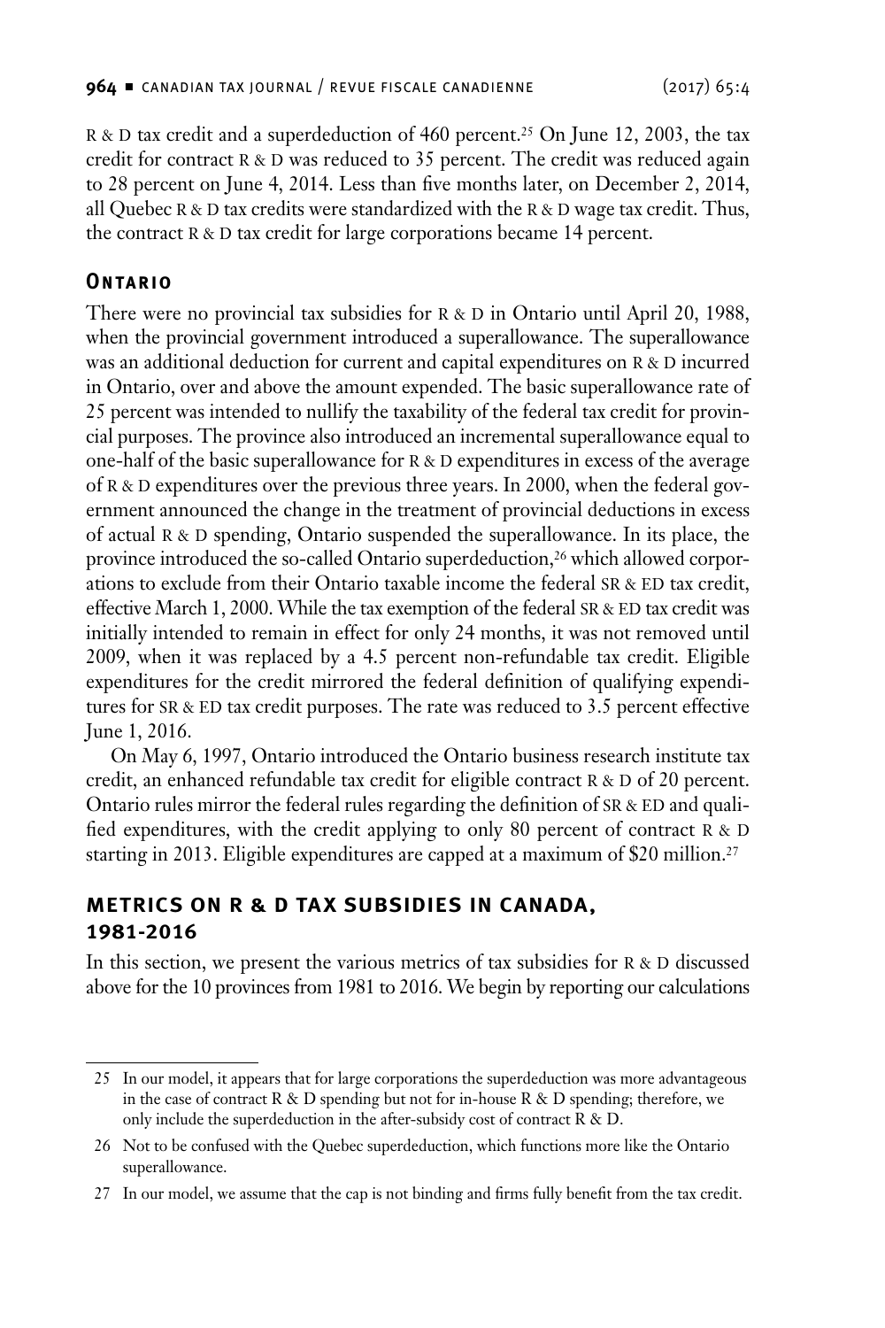R & D tax credit and a superdeduction of 460 percent.[25] On June 12, 2003, the tax credit for contract R & D was reduced to 35 percent. The credit was reduced again to 28 percent on June 4, 2014. Less than five months later, on December 2, 2014, all Quebec R & D tax credits were standardized with the R & D wage tax credit. Thus, the contract R & D tax credit for large corporations became 14 percent.

### Ontario

There were no provincial tax subsidies for R & D in Ontario until April 20, 1988, when the provincial government introduced a superallowance. The superallowance was an additional deduction for current and capital expenditures on R & D incurred in Ontario, over and above the amount expended. The basic superallowance rate of 25 percent was intended to nullify the taxability of the federal tax credit for provincial purposes. The province also introduced an incremental superallowance equal to one-half of the basic superallowance for R & D expenditures in excess of the average of R & D expenditures over the previous three years. In 2000, when the federal government announced the change in the treatment of provincial deductions in excess of actual R & D spending, Ontario suspended the superallowance. In its place, the province introduced the so-called Ontario superdeduction,[26] which allowed corporations to exclude from their Ontario taxable income the federal SR & ED tax credit, effective March 1, 2000. While the tax exemption of the federal SR & ED tax credit was initially intended to remain in effect for only 24 months, it was not removed until 2009, when it was replaced by a 4.5 percent non-refundable tax credit. Eligible expenditures for the credit mirrored the federal definition of qualifying expenditures for SR & ED tax credit purposes. The rate was reduced to 3.5 percent effective June 1, 2016.

On May 6, 1997, Ontario introduced the Ontario business research institute tax credit, an enhanced refundable tax credit for eligible contract R & D of 20 percent. Ontario rules mirror the federal rules regarding the definition of SR & ED and qualified expenditures, with the credit applying to only 80 percent of contract R & D starting in 2013. Eligible expenditures are capped at a maximum of $20 million.[27]

## METRICS ON R & D TAX SUBSIDIES IN CANADA, 1981-2016

In this section, we present the various metrics of tax subsidies for R & D discussed above for the 10 provinces from 1981 to 2016. We begin by reporting our calculations

---

25 In our model, it appears that for large corporations the superdeduction was more advantageous in the case of contract R & D spending but not for in-house R & D spending; therefore, we only include the superdeduction in the after-subsidy cost of contract R & D.

26 Not to be confused with the Quebec superdeduction, which functions more like the Ontario superallowance.

27 In our model, we assume that the cap is not binding and firms fully benefit from the tax credit.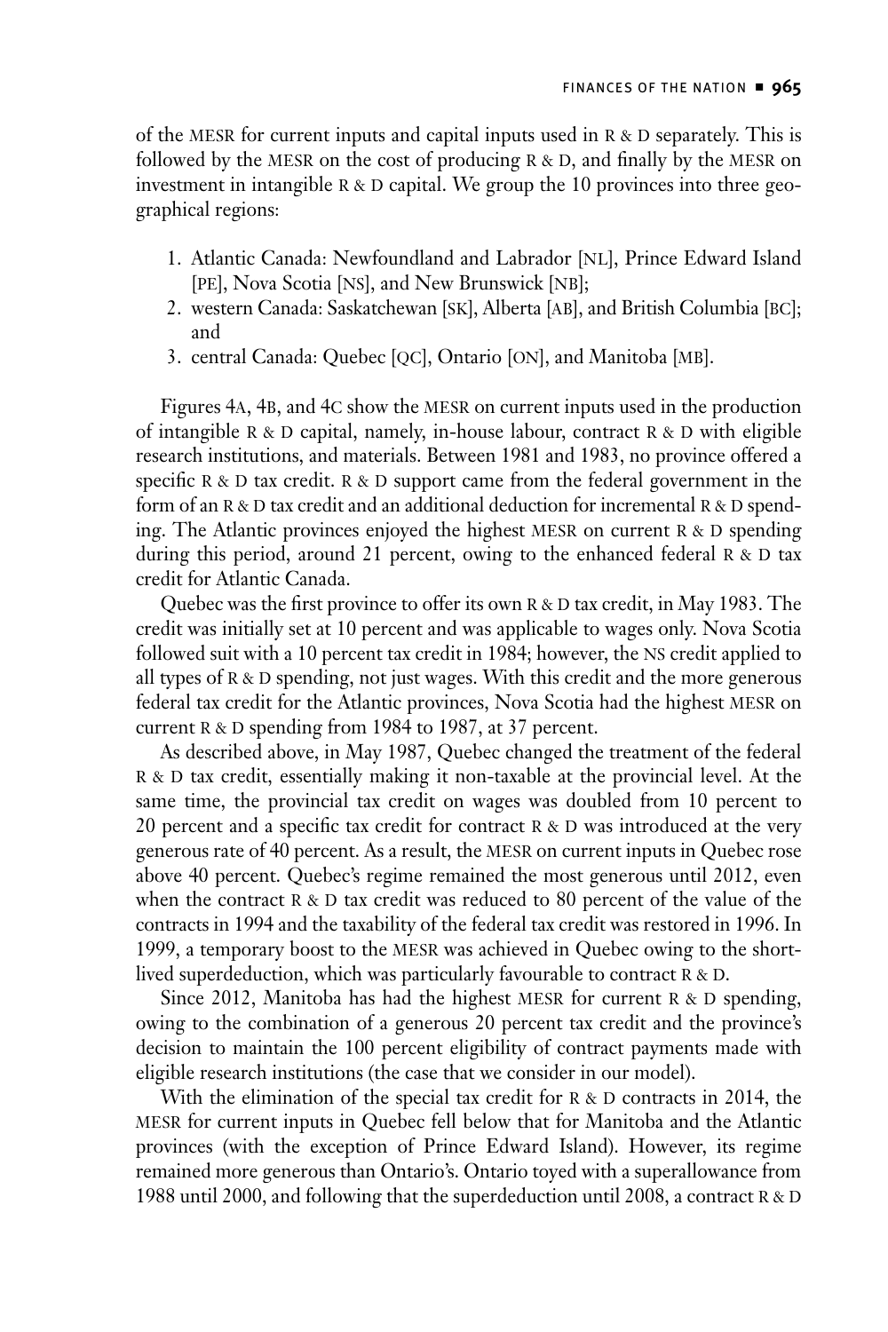of the MESR for current inputs and capital inputs used in R & D separately. This is followed by the MESR on the cost of producing R & D, and finally by the MESR on investment in intangible R & D capital. We group the 10 provinces into three geographical regions:

1. Atlantic Canada: Newfoundland and Labrador [NL], Prince Edward Island [PE], Nova Scotia [NS], and New Brunswick [NB];
2. western Canada: Saskatchewan [SK], Alberta [AB], and British Columbia [BC]; and
3. central Canada: Quebec [QC], Ontario [ON], and Manitoba [MB].

Figures 4A, 4B, and 4C show the MESR on current inputs used in the production of intangible R & D capital, namely, in-house labour, contract R & D with eligible research institutions, and materials. Between 1981 and 1983, no province offered a specific R & D tax credit. R & D support came from the federal government in the form of an R & D tax credit and an additional deduction for incremental R & D spending. The Atlantic provinces enjoyed the highest MESR on current R & D spending during this period, around 21 percent, owing to the enhanced federal R & D tax credit for Atlantic Canada.

Quebec was the first province to offer its own R & D tax credit, in May 1983. The credit was initially set at 10 percent and was applicable to wages only. Nova Scotia followed suit with a 10 percent tax credit in 1984; however, the NS credit applied to all types of R & D spending, not just wages. With this credit and the more generous federal tax credit for the Atlantic provinces, Nova Scotia had the highest MESR on current R & D spending from 1984 to 1987, at 37 percent.

As described above, in May 1987, Quebec changed the treatment of the federal R & D tax credit, essentially making it non-taxable at the provincial level. At the same time, the provincial tax credit on wages was doubled from 10 percent to 20 percent and a specific tax credit for contract R & D was introduced at the very generous rate of 40 percent. As a result, the MESR on current inputs in Quebec rose above 40 percent. Quebec's regime remained the most generous until 2012, even when the contract R & D tax credit was reduced to 80 percent of the value of the contracts in 1994 and the taxability of the federal tax credit was restored in 1996. In 1999, a temporary boost to the MESR was achieved in Quebec owing to the short-lived superdeduction, which was particularly favourable to contract R & D.

Since 2012, Manitoba has had the highest MESR for current R & D spending, owing to the combination of a generous 20 percent tax credit and the province's decision to maintain the 100 percent eligibility of contract payments made with eligible research institutions (the case that we consider in our model).

With the elimination of the special tax credit for R & D contracts in 2014, the MESR for current inputs in Quebec fell below that for Manitoba and the Atlantic provinces (with the exception of Prince Edward Island). However, its regime remained more generous than Ontario's. Ontario toyed with a superallowance from 1988 until 2000, and following that the superdeduction until 2008, a contract R & D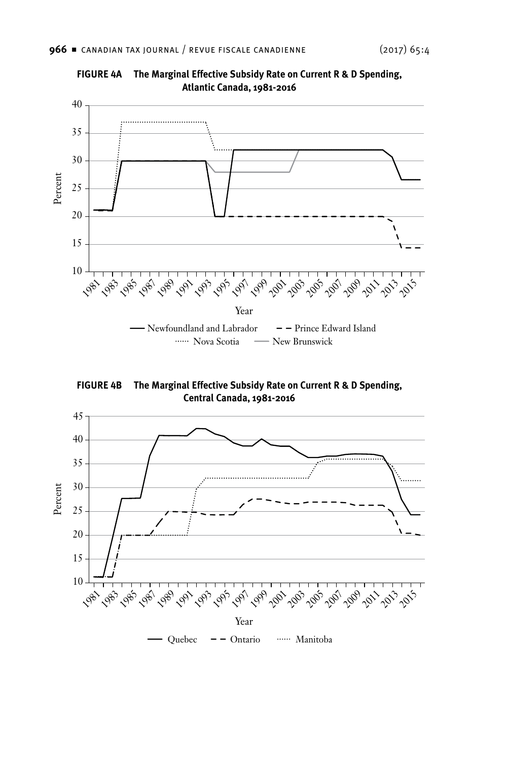**FIGURE 4A The Marginal Effective Subsidy Rate on Current R & D Spending, Atlantic Canada, 1981-2016**

**FIGURE 4B The Marginal Effective Subsidy Rate on Current R & D Spending, Central Canada, 1981-2016**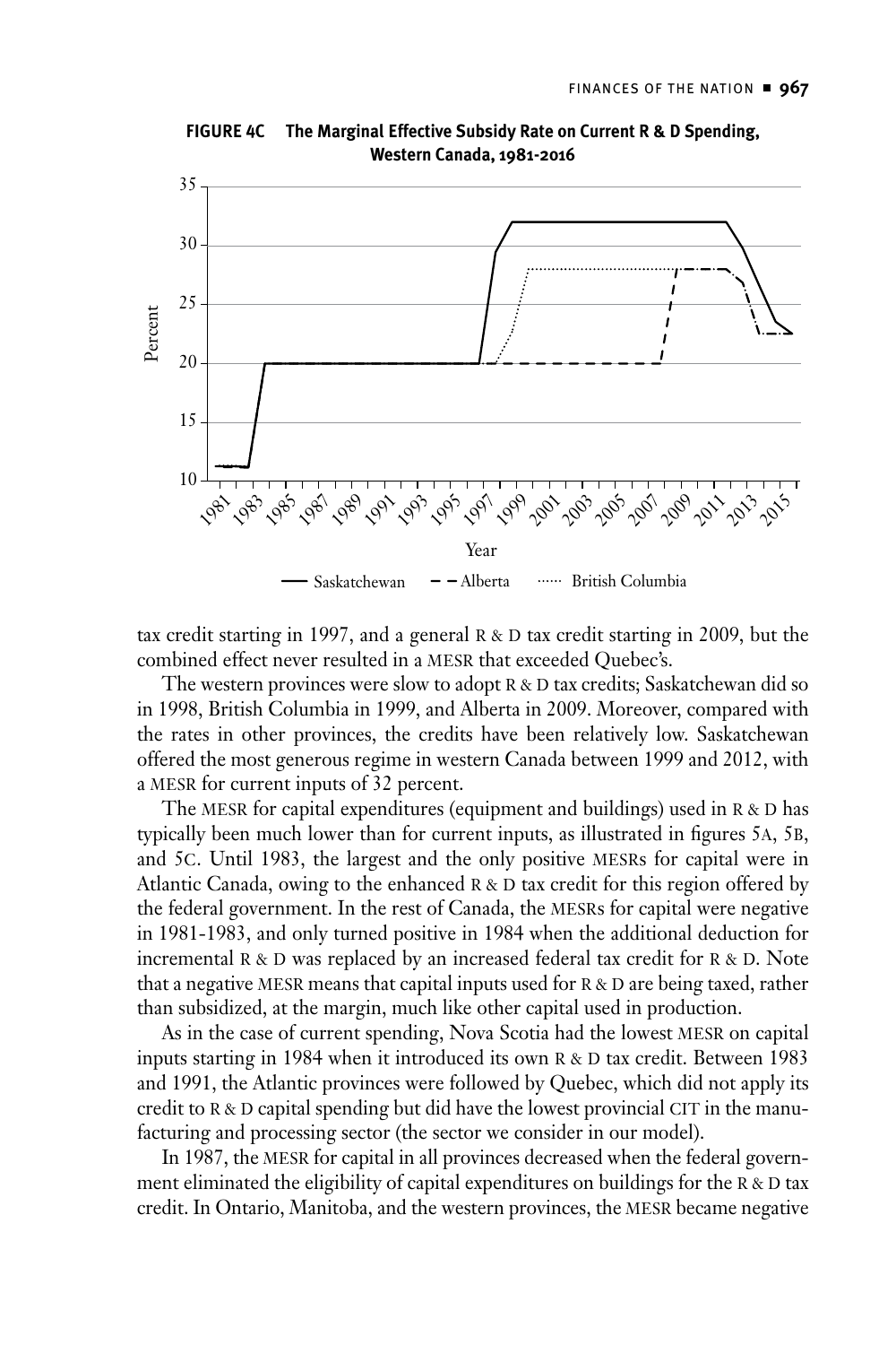**FIGURE 4C The Marginal Effective Subsidy Rate on Current R & D Spending, Western Canada, 1981-2016**

tax credit starting in 1997, and a general R & D tax credit starting in 2009, but the combined effect never resulted in a MESR that exceeded Quebec's.

The western provinces were slow to adopt R & D tax credits; Saskatchewan did so in 1998, British Columbia in 1999, and Alberta in 2009. Moreover, compared with the rates in other provinces, the credits have been relatively low. Saskatchewan offered the most generous regime in western Canada between 1999 and 2012, with a MESR for current inputs of 32 percent.

The MESR for capital expenditures (equipment and buildings) used in R & D has typically been much lower than for current inputs, as illustrated in figures 5A, 5B, and 5C. Until 1983, the largest and the only positive MESRs for capital were in Atlantic Canada, owing to the enhanced R & D tax credit for this region offered by the federal government. In the rest of Canada, the MESRs for capital were negative in 1981-1983, and only turned positive in 1984 when the additional deduction for incremental R & D was replaced by an increased federal tax credit for R & D. Note that a negative MESR means that capital inputs used for R & D are being taxed, rather than subsidized, at the margin, much like other capital used in production.

As in the case of current spending, Nova Scotia had the lowest MESR on capital inputs starting in 1984 when it introduced its own R & D tax credit. Between 1983 and 1991, the Atlantic provinces were followed by Quebec, which did not apply its credit to R & D capital spending but did have the lowest provincial CIT in the manufacturing and processing sector (the sector we consider in our model).

In 1987, the MESR for capital in all provinces decreased when the federal government eliminated the eligibility of capital expenditures on buildings for the R & D tax credit. In Ontario, Manitoba, and the western provinces, the MESR became negative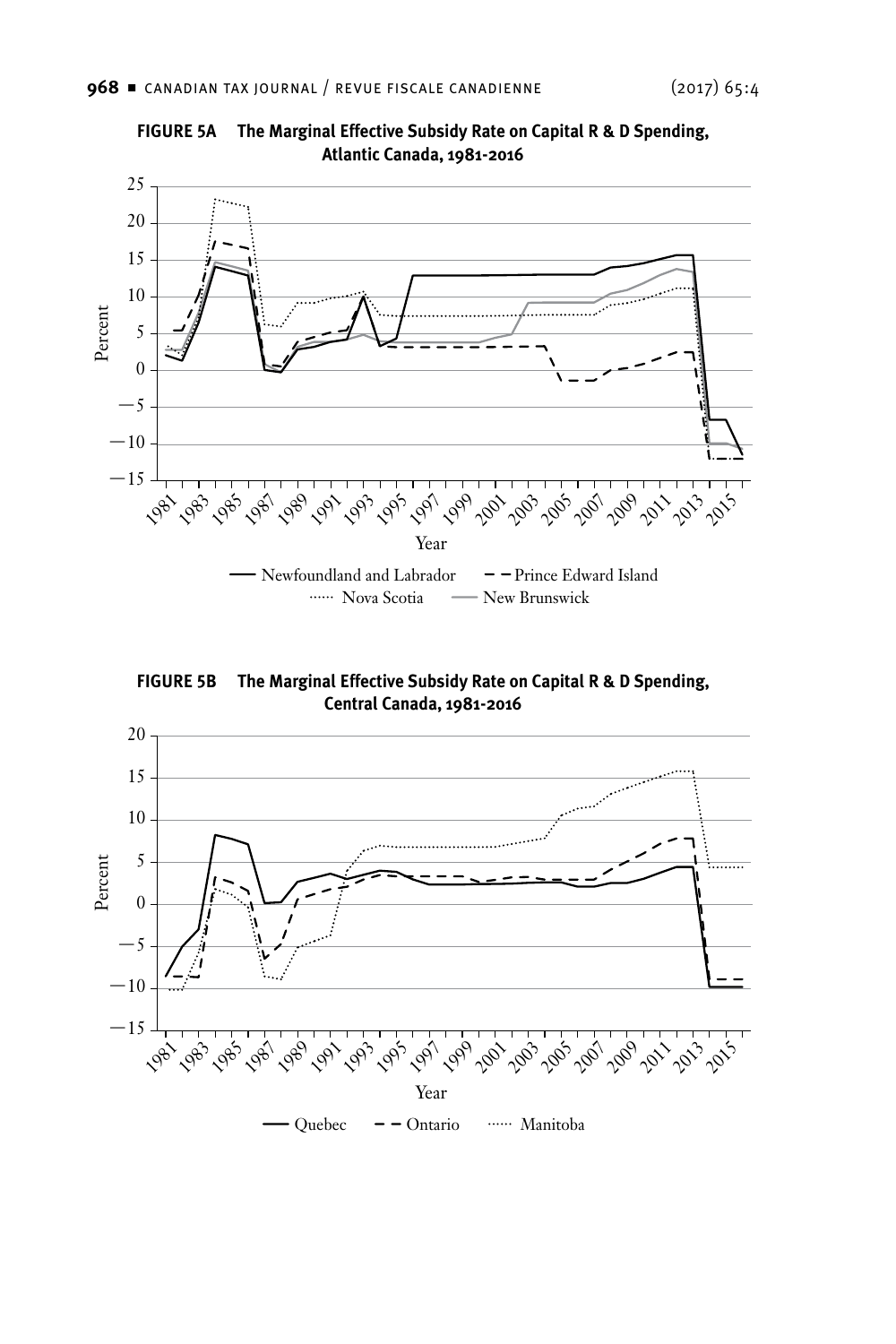**FIGURE 5A The Marginal Effective Subsidy Rate on Capital R & D Spending, Atlantic Canada, 1981-2016**

Percent

25
20
15
10
5
0
−5
−10
−15

1981 1983 1985 1987 1989 1991 1993 1995 1997 1999 2001 2003 2005 2007 2009 2011 2013 2015

Year

Newfoundland and Labrador — Prince Edward Island — Nova Scotia — New Brunswick

**FIGURE 5B The Marginal Effective Subsidy Rate on Capital R & D Spending, Central Canada, 1981-2016**

Percent

20
15
10
5
0
−5
−10
−15

1981 1983 1985 1987 1989 1991 1993 1995 1997 1999 2001 2003 2005 2007 2009 2011 2013 2015

Year

Quebec — Ontario — Manitoba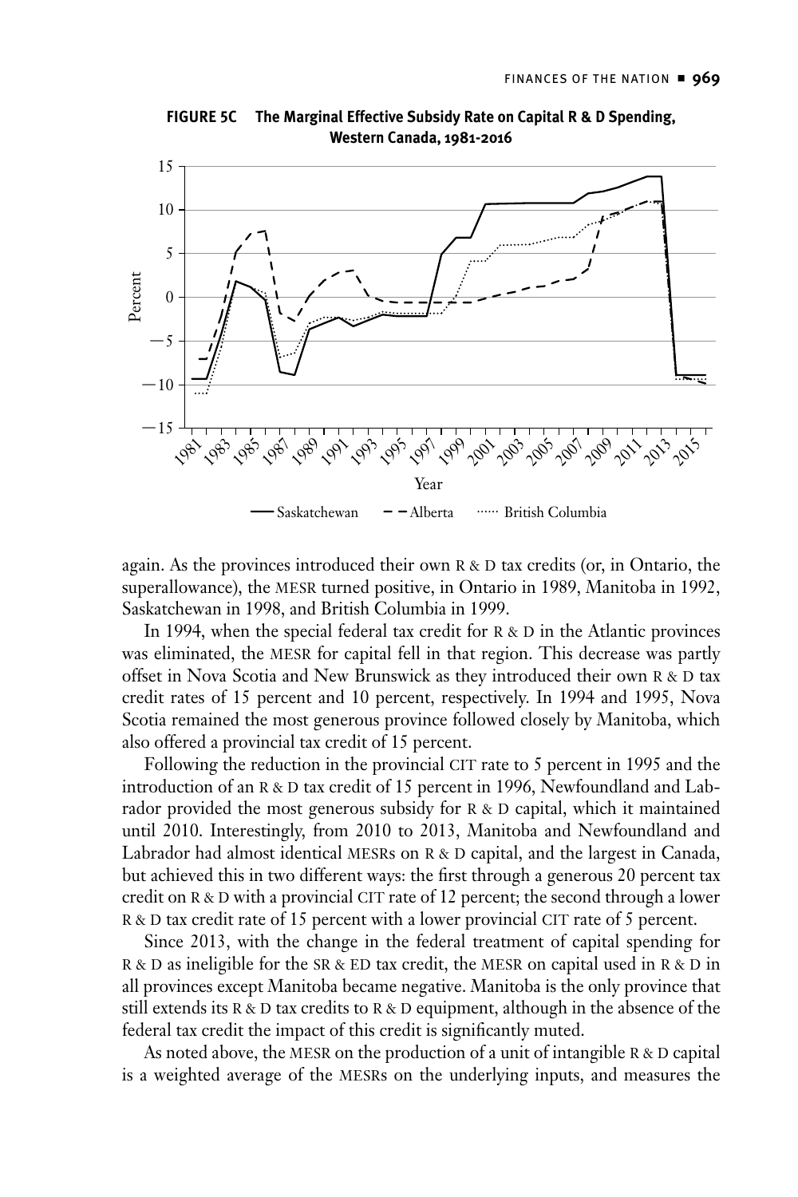**FIGURE 5C The Marginal Effective Subsidy Rate on Capital R & D Spending, Western Canada, 1981-2016**

again. As the provinces introduced their own R & D tax credits (or, in Ontario, the superallowance), the MESR turned positive, in Ontario in 1989, Manitoba in 1992, Saskatchewan in 1998, and British Columbia in 1999.

In 1994, when the special federal tax credit for R & D in the Atlantic provinces was eliminated, the MESR for capital fell in that region. This decrease was partly offset in Nova Scotia and New Brunswick as they introduced their own R & D tax credit rates of 15 percent and 10 percent, respectively. In 1994 and 1995, Nova Scotia remained the most generous province followed closely by Manitoba, which also offered a provincial tax credit of 15 percent.

Following the reduction in the provincial CIT rate to 5 percent in 1995 and the introduction of an R & D tax credit of 15 percent in 1996, Newfoundland and Labrador provided the most generous subsidy for R & D capital, which it maintained until 2010. Interestingly, from 2010 to 2013, Manitoba and Newfoundland and Labrador had almost identical MESRs on R & D capital, and the largest in Canada, but achieved this in two different ways: the first through a generous 20 percent tax credit on R & D with a provincial CIT rate of 12 percent; the second through a lower R & D tax credit rate of 15 percent with a lower provincial CIT rate of 5 percent.

Since 2013, with the change in the federal treatment of capital spending for R & D as ineligible for the SR & ED tax credit, the MESR on capital used in R & D in all provinces except Manitoba became negative. Manitoba is the only province that still extends its R & D tax credits to R & D equipment, although in the absence of the federal tax credit the impact of this credit is significantly muted.

As noted above, the MESR on the production of a unit of intangible R & D capital is a weighted average of the MESRs on the underlying inputs, and measures the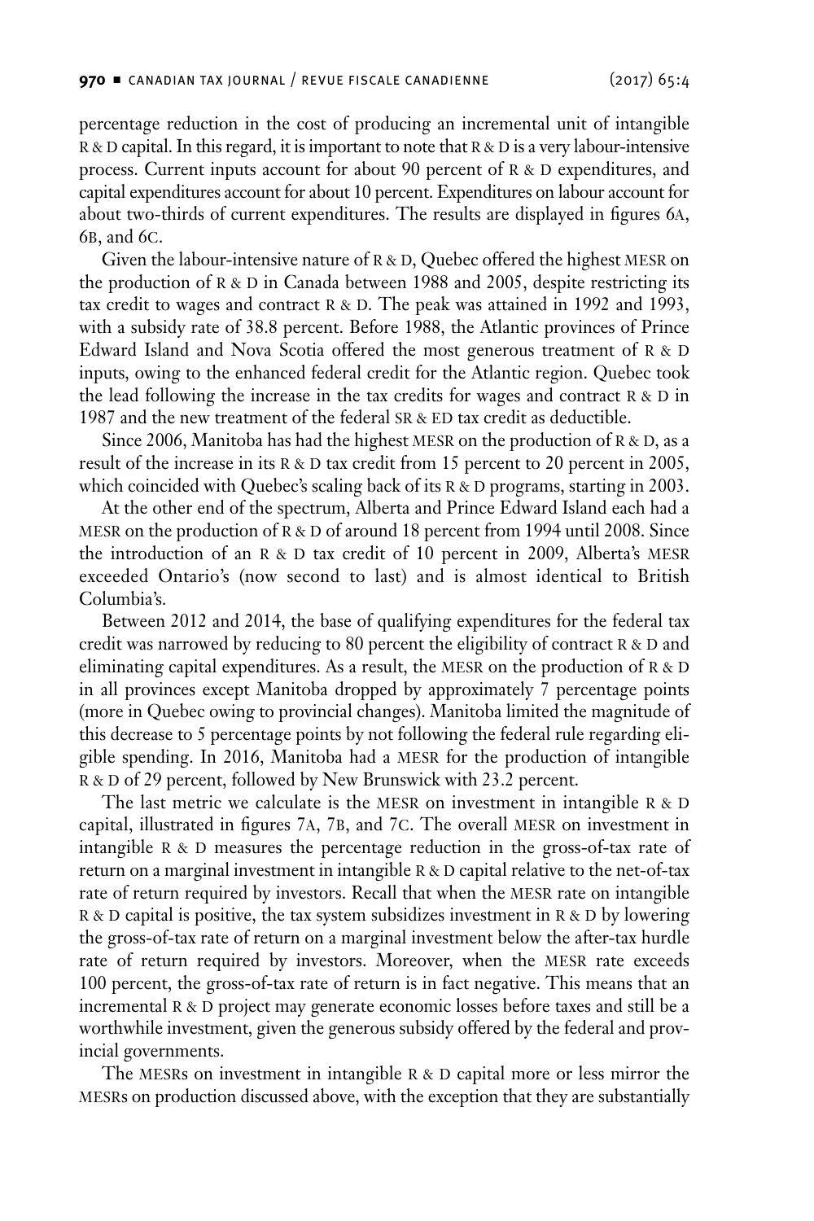percentage reduction in the cost of producing an incremental unit of intangible R & D capital. In this regard, it is important to note that R & D is a very labour-intensive process. Current inputs account for about 90 percent of R & D expenditures, and capital expenditures account for about 10 percent. Expenditures on labour account for about two-thirds of current expenditures. The results are displayed in figures 6A, 6B, and 6C.

Given the labour-intensive nature of R & D, Quebec offered the highest MESR on the production of R & D in Canada between 1988 and 2005, despite restricting its tax credit to wages and contract R & D. The peak was attained in 1992 and 1993, with a subsidy rate of 38.8 percent. Before 1988, the Atlantic provinces of Prince Edward Island and Nova Scotia offered the most generous treatment of R & D inputs, owing to the enhanced federal credit for the Atlantic region. Quebec took the lead following the increase in the tax credits for wages and contract R & D in 1987 and the new treatment of the federal SR & ED tax credit as deductible.

Since 2006, Manitoba has had the highest MESR on the production of R & D, as a result of the increase in its R & D tax credit from 15 percent to 20 percent in 2005, which coincided with Quebec's scaling back of its R & D programs, starting in 2003.

At the other end of the spectrum, Alberta and Prince Edward Island each had a MESR on the production of R & D of around 18 percent from 1994 until 2008. Since the introduction of an R & D tax credit of 10 percent in 2009, Alberta's MESR exceeded Ontario's (now second to last) and is almost identical to British Columbia's.

Between 2012 and 2014, the base of qualifying expenditures for the federal tax credit was narrowed by reducing to 80 percent the eligibility of contract R & D and eliminating capital expenditures. As a result, the MESR on the production of R & D in all provinces except Manitoba dropped by approximately 7 percentage points (more in Quebec owing to provincial changes). Manitoba limited the magnitude of this decrease to 5 percentage points by not following the federal rule regarding eligible spending. In 2016, Manitoba had a MESR for the production of intangible R & D of 29 percent, followed by New Brunswick with 23.2 percent.

The last metric we calculate is the MESR on investment in intangible R & D capital, illustrated in figures 7A, 7B, and 7C. The overall MESR on investment in intangible R & D measures the percentage reduction in the gross-of-tax rate of return on a marginal investment in intangible R & D capital relative to the net-of-tax rate of return required by investors. Recall that when the MESR rate on intangible R & D capital is positive, the tax system subsidizes investment in R & D by lowering the gross-of-tax rate of return on a marginal investment below the after-tax hurdle rate of return required by investors. Moreover, when the MESR rate exceeds 100 percent, the gross-of-tax rate of return is in fact negative. This means that an incremental R & D project may generate economic losses before taxes and still be a worthwhile investment, given the generous subsidy offered by the federal and provincial governments.

The MESRs on investment in intangible R & D capital more or less mirror the MESRs on production discussed above, with the exception that they are substantially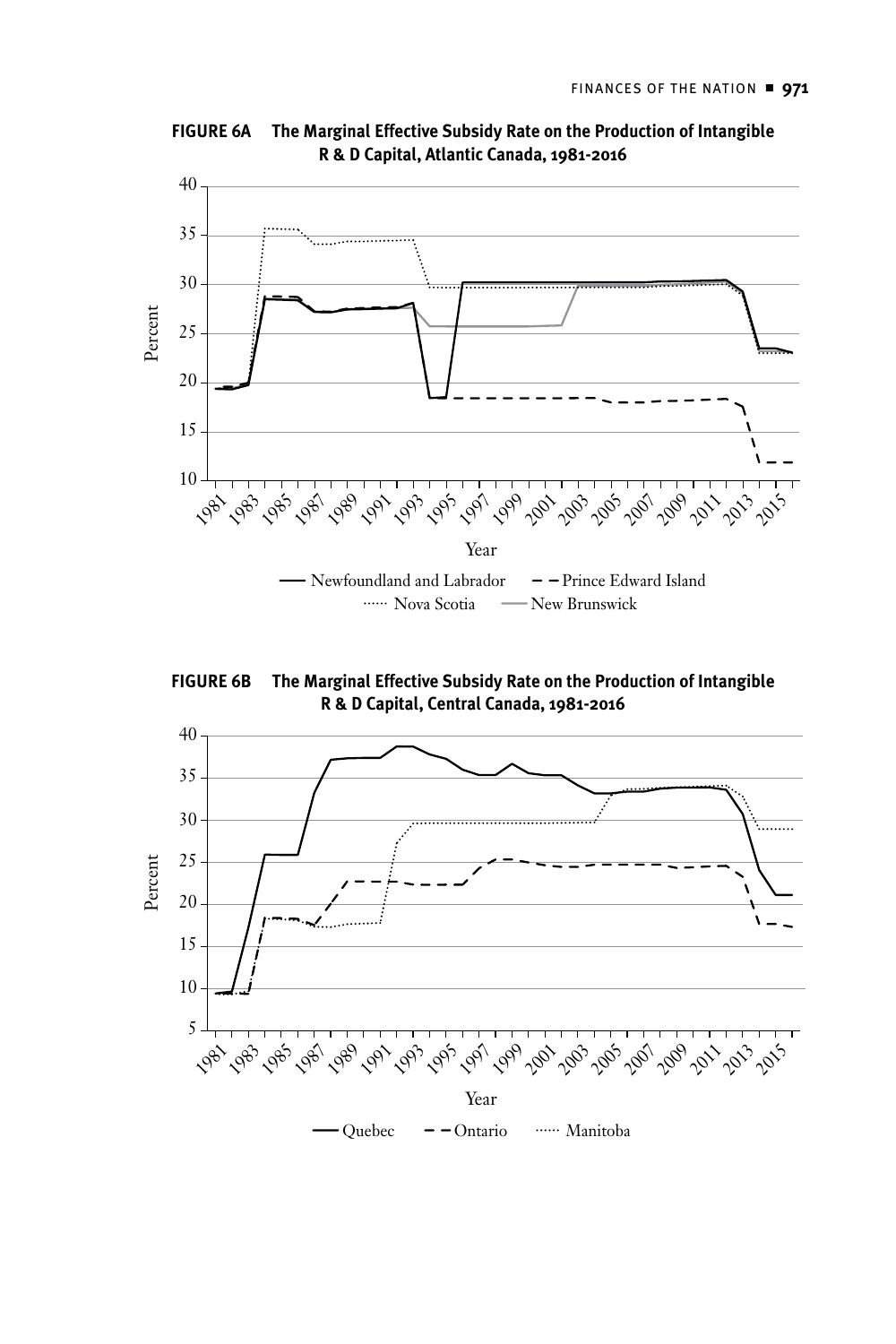**FIGURE 6A The Marginal Effective Subsidy Rate on the Production of Intangible R & D Capital, Atlantic Canada, 1981-2016**

**FIGURE 6B The Marginal Effective Subsidy Rate on the Production of Intangible R & D Capital, Central Canada, 1981-2016**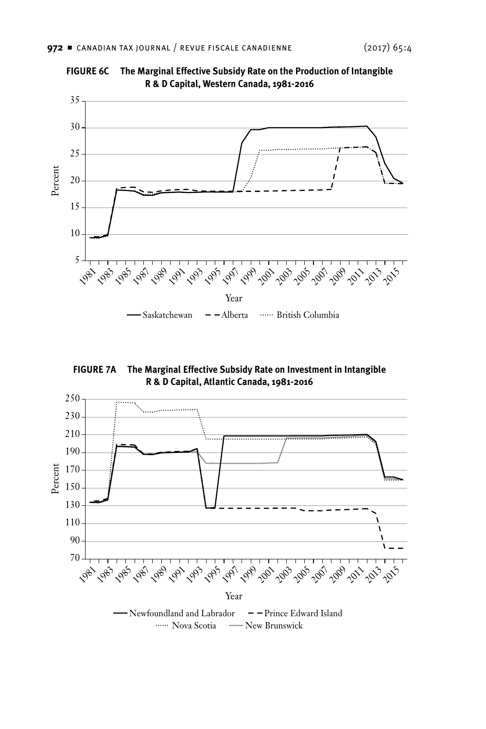**FIGURE 6C The Marginal Effective Subsidy Rate on the Production of Intangible R & D Capital, Western Canada, 1981-2016**

Percent

Year

— Saskatchewan – – Alberta ······ British Columbia

**FIGURE 7A The Marginal Effective Subsidy Rate on Investment in Intangible R & D Capital, Atlantic Canada, 1981-2016**

Percent

Year

— Newfoundland and Labrador – – Prince Edward Island ······ Nova Scotia — New Brunswick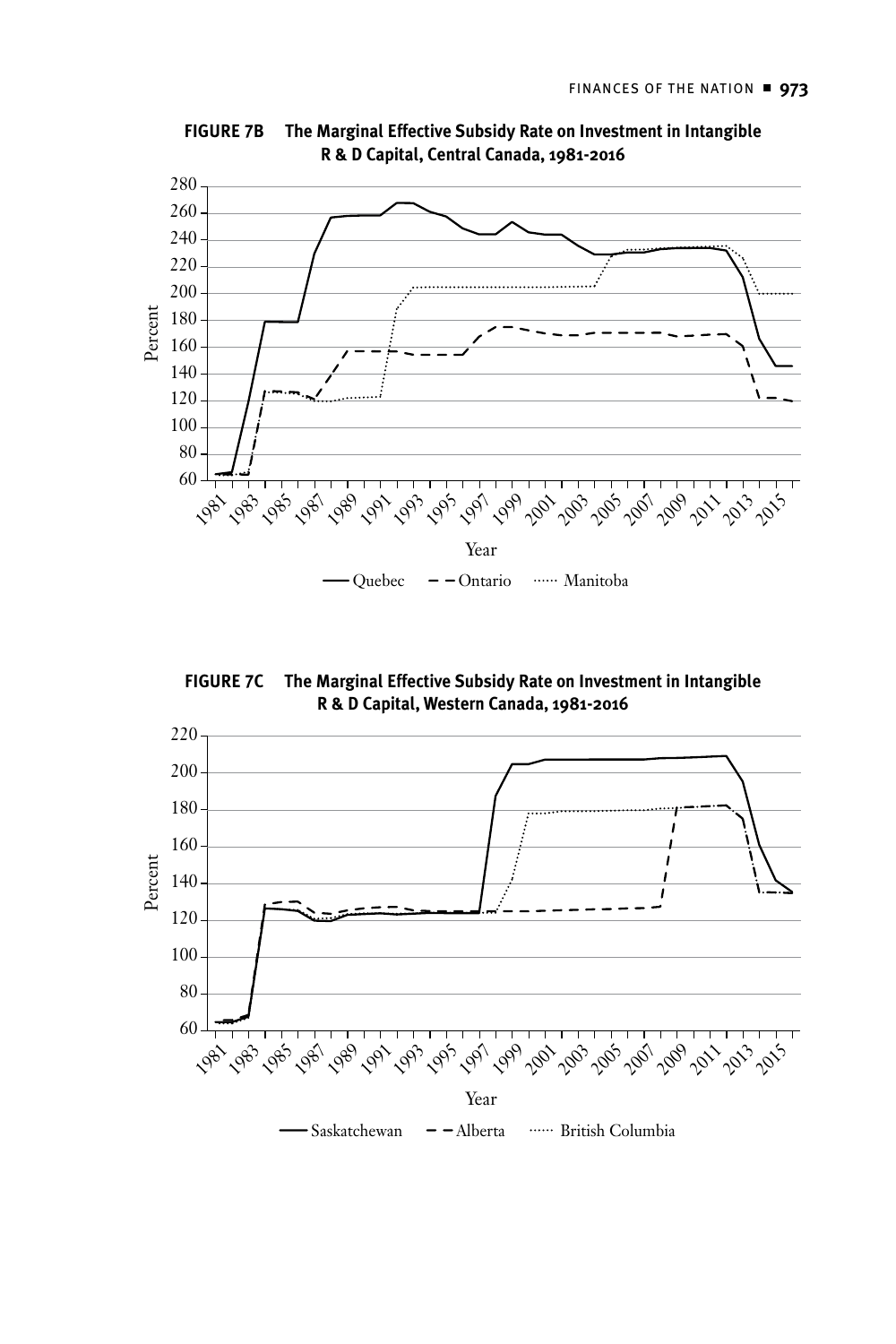**FIGURE 7B The Marginal Effective Subsidy Rate on Investment in Intangible R & D Capital, Central Canada, 1981-2016**

**FIGURE 7C The Marginal Effective Subsidy Rate on Investment in Intangible R & D Capital, Western Canada, 1981-2016**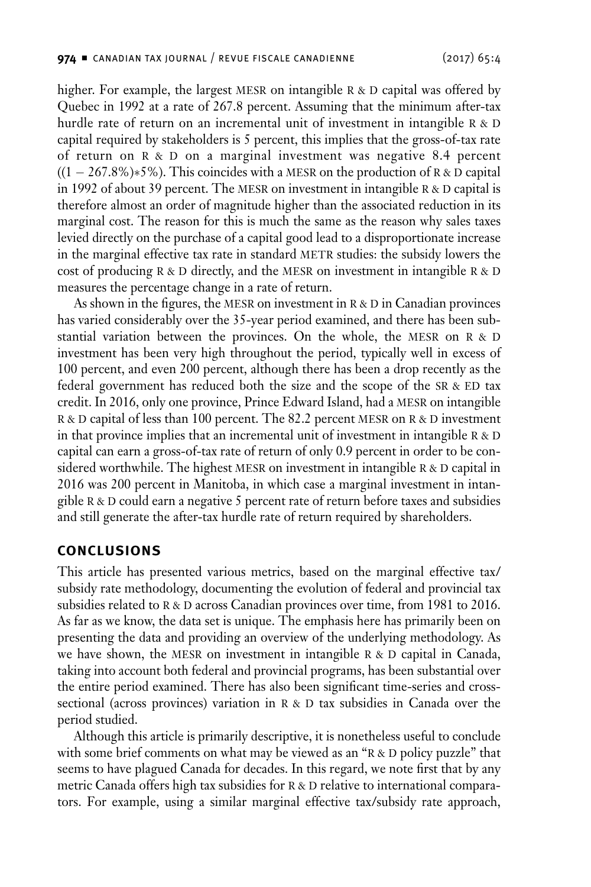higher. For example, the largest MESR on intangible R & D capital was offered by Quebec in 1992 at a rate of 267.8 percent. Assuming that the minimum after-tax hurdle rate of return on an incremental unit of investment in intangible R & D capital required by stakeholders is 5 percent, this implies that the gross-of-tax rate of return on R & D on a marginal investment was negative 8.4 percent ($(1 - 267.8\%) * 5\%$). This coincides with a MESR on the production of R & D capital in 1992 of about 39 percent. The MESR on investment in intangible R & D capital is therefore almost an order of magnitude higher than the associated reduction in its marginal cost. The reason for this is much the same as the reason why sales taxes levied directly on the purchase of a capital good lead to a disproportionate increase in the marginal effective tax rate in standard METR studies: the subsidy lowers the cost of producing R & D directly, and the MESR on investment in intangible R & D measures the percentage change in a rate of return.

As shown in the figures, the MESR on investment in R & D in Canadian provinces has varied considerably over the 35-year period examined, and there has been substantial variation between the provinces. On the whole, the MESR on R & D investment has been very high throughout the period, typically well in excess of 100 percent, and even 200 percent, although there has been a drop recently as the federal government has reduced both the size and the scope of the SR & ED tax credit. In 2016, only one province, Prince Edward Island, had a MESR on intangible R & D capital of less than 100 percent. The 82.2 percent MESR on R & D investment in that province implies that an incremental unit of investment in intangible R & D capital can earn a gross-of-tax rate of return of only 0.9 percent in order to be considered worthwhile. The highest MESR on investment in intangible R & D capital in 2016 was 200 percent in Manitoba, in which case a marginal investment in intangible R & D could earn a negative 5 percent rate of return before taxes and subsidies and still generate the after-tax hurdle rate of return required by shareholders.

## CONCLUSIONS

This article has presented various metrics, based on the marginal effective tax/subsidy rate methodology, documenting the evolution of federal and provincial tax subsidies related to R & D across Canadian provinces over time, from 1981 to 2016. As far as we know, the data set is unique. The emphasis here has primarily been on presenting the data and providing an overview of the underlying methodology. As we have shown, the MESR on investment in intangible R & D capital in Canada, taking into account both federal and provincial programs, has been substantial over the entire period examined. There has also been significant time-series and cross-sectional (across provinces) variation in R & D tax subsidies in Canada over the period studied.

Although this article is primarily descriptive, it is nonetheless useful to conclude with some brief comments on what may be viewed as an "R & D policy puzzle" that seems to have plagued Canada for decades. In this regard, we note first that by any metric Canada offers high tax subsidies for R & D relative to international comparators. For example, using a similar marginal effective tax/subsidy rate approach,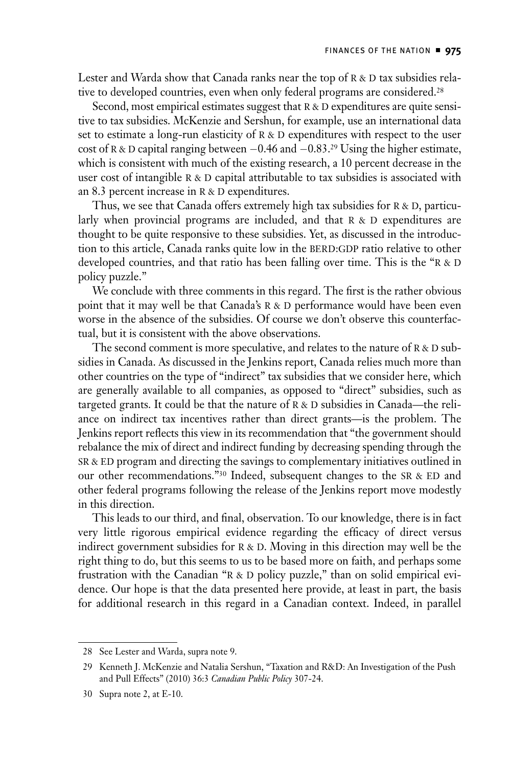Lester and Warda show that Canada ranks near the top of R & D tax subsidies relative to developed countries, even when only federal programs are considered.[28]

Second, most empirical estimates suggest that R & D expenditures are quite sensitive to tax subsidies. McKenzie and Sershun, for example, use an international data set to estimate a long-run elasticity of R & D expenditures with respect to the user cost of R & D capital ranging between −0.46 and −0.83.[29] Using the higher estimate, which is consistent with much of the existing research, a 10 percent decrease in the user cost of intangible R & D capital attributable to tax subsidies is associated with an 8.3 percent increase in R & D expenditures.

Thus, we see that Canada offers extremely high tax subsidies for R & D, particularly when provincial programs are included, and that R & D expenditures are thought to be quite responsive to these subsidies. Yet, as discussed in the introduction to this article, Canada ranks quite low in the BERD:GDP ratio relative to other developed countries, and that ratio has been falling over time. This is the "R & D policy puzzle."

We conclude with three comments in this regard. The first is the rather obvious point that it may well be that Canada's R & D performance would have been even worse in the absence of the subsidies. Of course we don't observe this counterfactual, but it is consistent with the above observations.

The second comment is more speculative, and relates to the nature of R & D subsidies in Canada. As discussed in the Jenkins report, Canada relies much more than other countries on the type of "indirect" tax subsidies that we consider here, which are generally available to all companies, as opposed to "direct" subsidies, such as targeted grants. It could be that the nature of R & D subsidies in Canada—the reliance on indirect tax incentives rather than direct grants—is the problem. The Jenkins report reflects this view in its recommendation that "the government should rebalance the mix of direct and indirect funding by decreasing spending through the SR & ED program and directing the savings to complementary initiatives outlined in our other recommendations."[30] Indeed, subsequent changes to the SR & ED and other federal programs following the release of the Jenkins report move modestly in this direction.

This leads to our third, and final, observation. To our knowledge, there is in fact very little rigorous empirical evidence regarding the efficacy of direct versus indirect government subsidies for R & D. Moving in this direction may well be the right thing to do, but this seems to us to be based more on faith, and perhaps some frustration with the Canadian "R & D policy puzzle," than on solid empirical evidence. Our hope is that the data presented here provide, at least in part, the basis for additional research in this regard in a Canadian context. Indeed, in parallel

---

28 See Lester and Warda, supra note 9.

29 Kenneth J. McKenzie and Natalia Sershun, "Taxation and R&D: An Investigation of the Push and Pull Effects" (2010) 36:3 *Canadian Public Policy* 307-24.

30 Supra note 2, at E-10.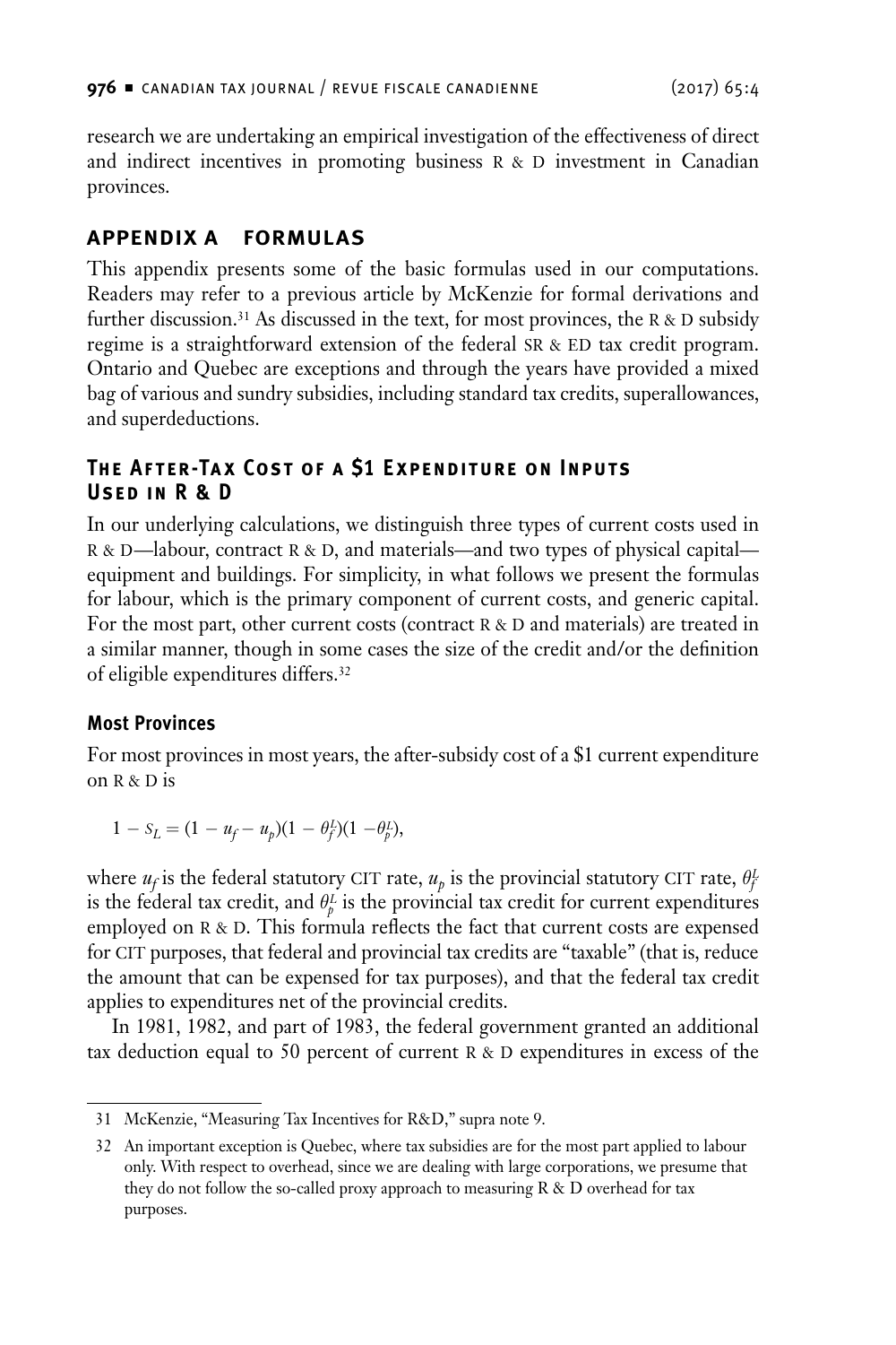research we are undertaking an empirical investigation of the effectiveness of direct and indirect incentives in promoting business R & D investment in Canadian provinces.

## APPENDIX A FORMULAS

This appendix presents some of the basic formulas used in our computations. Readers may refer to a previous article by McKenzie for formal derivations and further discussion.[31] As discussed in the text, for most provinces, the R & D subsidy regime is a straightforward extension of the federal SR & ED tax credit program. Ontario and Quebec are exceptions and through the years have provided a mixed bag of various and sundry subsidies, including standard tax credits, superallowances, and superdeductions.

### The After-Tax Cost of a $1 Expenditure on Inputs Used in R & D

In our underlying calculations, we distinguish three types of current costs used in R & D—labour, contract R & D, and materials—and two types of physical capital—equipment and buildings. For simplicity, in what follows we present the formulas for labour, which is the primary component of current costs, and generic capital. For the most part, other current costs (contract R & D and materials) are treated in a similar manner, though in some cases the size of the credit and/or the definition of eligible expenditures differs.[32]

#### Most Provinces

For most provinces in most years, the after-subsidy cost of a $1 current expenditure on R & D is

$$1 - s_L = (1 - u_f - u_p)(1 - \theta_f^L)(1 - \theta_p^L),$$

where $u_f$ is the federal statutory CIT rate, $u_p$ is the provincial statutory CIT rate, $\theta_f^L$ is the federal tax credit, and $\theta_p^L$ is the provincial tax credit for current expenditures employed on R & D. This formula reflects the fact that current costs are expensed for CIT purposes, that federal and provincial tax credits are "taxable" (that is, reduce the amount that can be expensed for tax purposes), and that the federal tax credit applies to expenditures net of the provincial credits.

In 1981, 1982, and part of 1983, the federal government granted an additional tax deduction equal to 50 percent of current R & D expenditures in excess of the

---

31 McKenzie, "Measuring Tax Incentives for R&D," supra note 9.

32 An important exception is Quebec, where tax subsidies are for the most part applied to labour only. With respect to overhead, since we are dealing with large corporations, we presume that they do not follow the so-called proxy approach to measuring R & D overhead for tax purposes.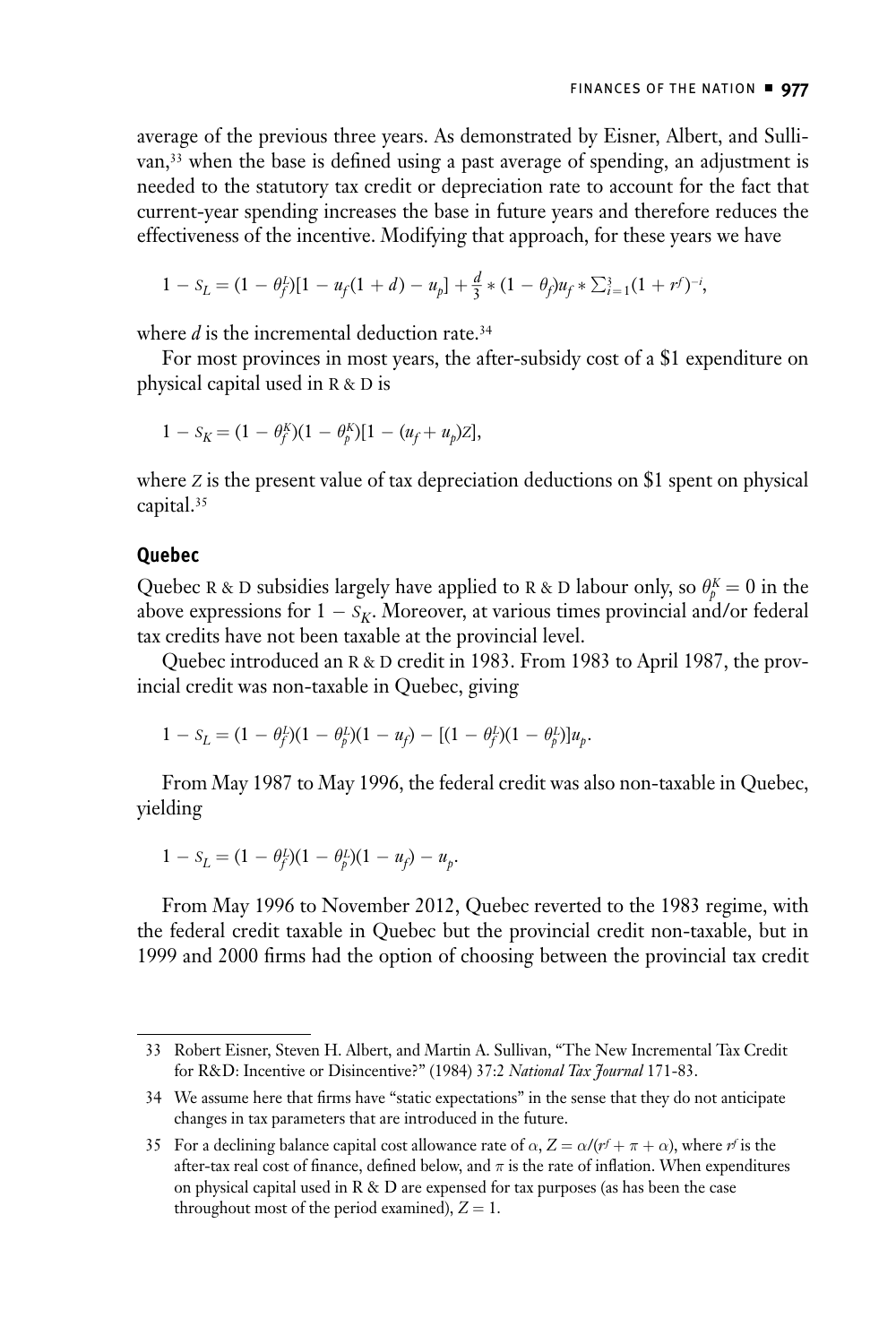average of the previous three years. As demonstrated by Eisner, Albert, and Sullivan,[33] when the base is defined using a past average of spending, an adjustment is needed to the statutory tax credit or depreciation rate to account for the fact that current-year spending increases the base in future years and therefore reduces the effectiveness of the incentive. Modifying that approach, for these years we have

$$1 - s_L = (1 - \theta_f^L)[1 - u_f(1 + d) - u_p] + \frac{d}{3} * (1 - \theta_f)u_f * \sum_{i=1}^{3}(1 + r^f)^{-i},$$

where $d$ is the incremental deduction rate.[34]

For most provinces in most years, the after-subsidy cost of a $1 expenditure on physical capital used in R & D is

$$1 - s_K = (1 - \theta_f^K)(1 - \theta_p^K)[1 - (u_f + u_p)Z],$$

where $Z$ is the present value of tax depreciation deductions on $1 spent on physical capital.[35]

## Quebec

Quebec R & D subsidies largely have applied to R & D labour only, so $\theta_p^K = 0$ in the above expressions for $1 - s_K$. Moreover, at various times provincial and/or federal tax credits have not been taxable at the provincial level.

Quebec introduced an R & D credit in 1983. From 1983 to April 1987, the provincial credit was non-taxable in Quebec, giving

$$1 - s_L = (1 - \theta_f^L)(1 - \theta_p^L)(1 - u_f) - [(1 - \theta_f^L)(1 - \theta_p^L)]u_p.$$

From May 1987 to May 1996, the federal credit was also non-taxable in Quebec, yielding

$$1 - s_L = (1 - \theta_f^L)(1 - \theta_p^L)(1 - u_f) - u_p.$$

From May 1996 to November 2012, Quebec reverted to the 1983 regime, with the federal credit taxable in Quebec but the provincial credit non-taxable, but in 1999 and 2000 firms had the option of choosing between the provincial tax credit

---

33 Robert Eisner, Steven H. Albert, and Martin A. Sullivan, "The New Incremental Tax Credit for R&D: Incentive or Disincentive?" (1984) 37:2 *National Tax Journal* 171-83.

34 We assume here that firms have "static expectations" in the sense that they do not anticipate changes in tax parameters that are introduced in the future.

35 For a declining balance capital cost allowance rate of $\alpha$, $Z = \alpha/(r^f + \pi + \alpha)$, where $r^f$ is the after-tax real cost of finance, defined below, and $\pi$ is the rate of inflation. When expenditures on physical capital used in R & D are expensed for tax purposes (as has been the case throughout most of the period examined), $Z = 1$.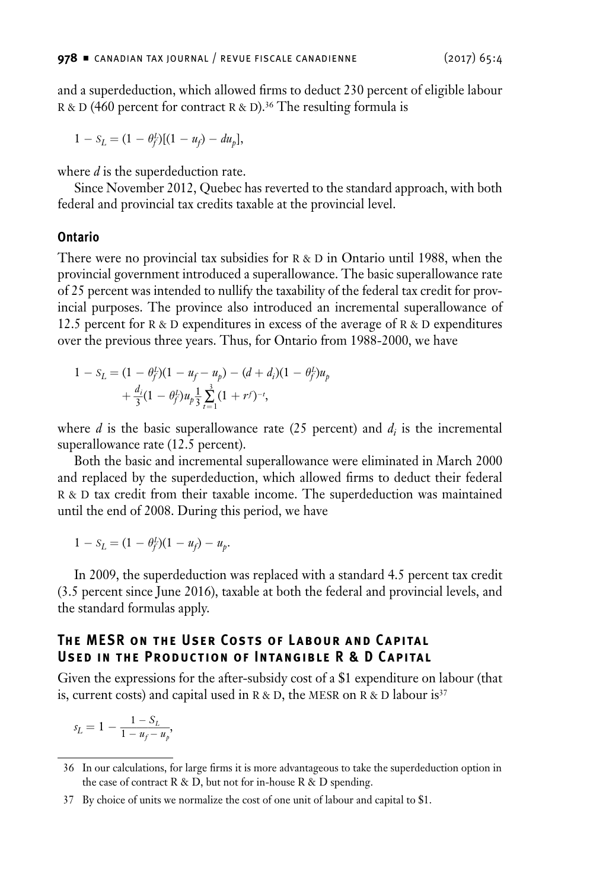and a superdeduction, which allowed firms to deduct 230 percent of eligible labour R & D (460 percent for contract R & D).[36] The resulting formula is

$$1 - S_L = (1 - \theta_f^L)[(1 - u_f) - du_p],$$

where $d$ is the superdeduction rate.

Since November 2012, Quebec has reverted to the standard approach, with both federal and provincial tax credits taxable at the provincial level.

### Ontario

There were no provincial tax subsidies for R & D in Ontario until 1988, when the provincial government introduced a superallowance. The basic superallowance rate of 25 percent was intended to nullify the taxability of the federal tax credit for provincial purposes. The province also introduced an incremental superallowance of 12.5 percent for R & D expenditures in excess of the average of R & D expenditures over the previous three years. Thus, for Ontario from 1988-2000, we have

$$1 - S_L = (1 - \theta_f^L)(1 - u_f - u_p) - (d + d_i)(1 - \theta_f^L)u_p + \frac{d_i}{3}(1 - \theta_f^L)u_p \frac{1}{3}\sum_{t=1}^{3}(1 + r^f)^{-t},$$

where $d$ is the basic superallowance rate (25 percent) and $d_i$ is the incremental superallowance rate (12.5 percent).

Both the basic and incremental superallowance were eliminated in March 2000 and replaced by the superdeduction, which allowed firms to deduct their federal R & D tax credit from their taxable income. The superdeduction was maintained until the end of 2008. During this period, we have

$$1 - S_L = (1 - \theta_f^L)(1 - u_f) - u_p.$$

In 2009, the superdeduction was replaced with a standard 4.5 percent tax credit (3.5 percent since June 2016), taxable at both the federal and provincial levels, and the standard formulas apply.

## The MESR on the User Costs of Labour and Capital Used in the Production of Intangible R & D Capital

Given the expressions for the after-subsidy cost of a $1 expenditure on labour (that is, current costs) and capital used in R & D, the MESR on R & D labour is[37]

$$s_L = 1 - \frac{1 - S_L}{1 - u_f - u_p},$$

36 In our calculations, for large firms it is more advantageous to take the superdeduction option in the case of contract R & D, but not for in-house R & D spending.

37 By choice of units we normalize the cost of one unit of labour and capital to $1.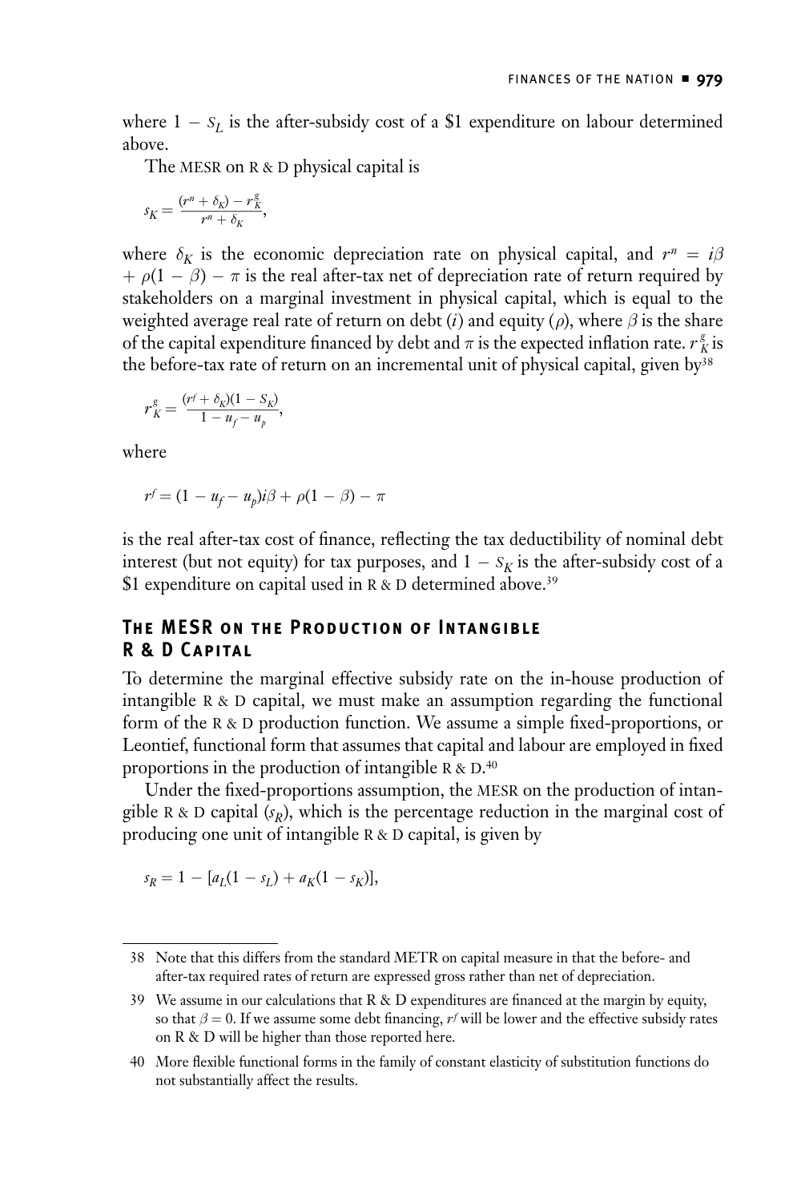where $1 - S_L$ is the after-subsidy cost of a \$1 expenditure on labour determined above.

The MESR on R & D physical capital is

$$s_K = \frac{(r^n + \delta_K) - r_K^g}{r^n + \delta_K},$$

where $\delta_K$ is the economic depreciation rate on physical capital, and $r^n = i\beta + \rho(1 - \beta) - \pi$ is the real after-tax net of depreciation rate of return required by stakeholders on a marginal investment in physical capital, which is equal to the weighted average real rate of return on debt ($i$) and equity ($\rho$), where $\beta$ is the share of the capital expenditure financed by debt and $\pi$ is the expected inflation rate. $r_K^g$ is the before-tax rate of return on an incremental unit of physical capital, given by[38]

$$r_K^g = \frac{(r^f + \delta_K)(1 - S_K)}{1 - u_f - u_p},$$

where

$$r^f = (1 - u_f - u_p)i\beta + \rho(1 - \beta) - \pi$$

is the real after-tax cost of finance, reflecting the tax deductibility of nominal debt interest (but not equity) for tax purposes, and $1 - S_K$ is the after-subsidy cost of a \$1 expenditure on capital used in R & D determined above.[39]

## The MESR on the Production of Intangible R & D Capital

To determine the marginal effective subsidy rate on the in-house production of intangible R & D capital, we must make an assumption regarding the functional form of the R & D production function. We assume a simple fixed-proportions, or Leontief, functional form that assumes that capital and labour are employed in fixed proportions in the production of intangible R & D.[40]

Under the fixed-proportions assumption, the MESR on the production of intangible R & D capital ($s_R$), which is the percentage reduction in the marginal cost of producing one unit of intangible R & D capital, is given by

$$s_R = 1 - [a_L(1 - s_L) + a_K(1 - s_K)],$$

---

38 Note that this differs from the standard METR on capital measure in that the before- and after-tax required rates of return are expressed gross rather than net of depreciation.

39 We assume in our calculations that R & D expenditures are financed at the margin by equity, so that $\beta = 0$. If we assume some debt financing, $r^f$ will be lower and the effective subsidy rates on R & D will be higher than those reported here.

40 More flexible functional forms in the family of constant elasticity of substitution functions do not substantially affect the results.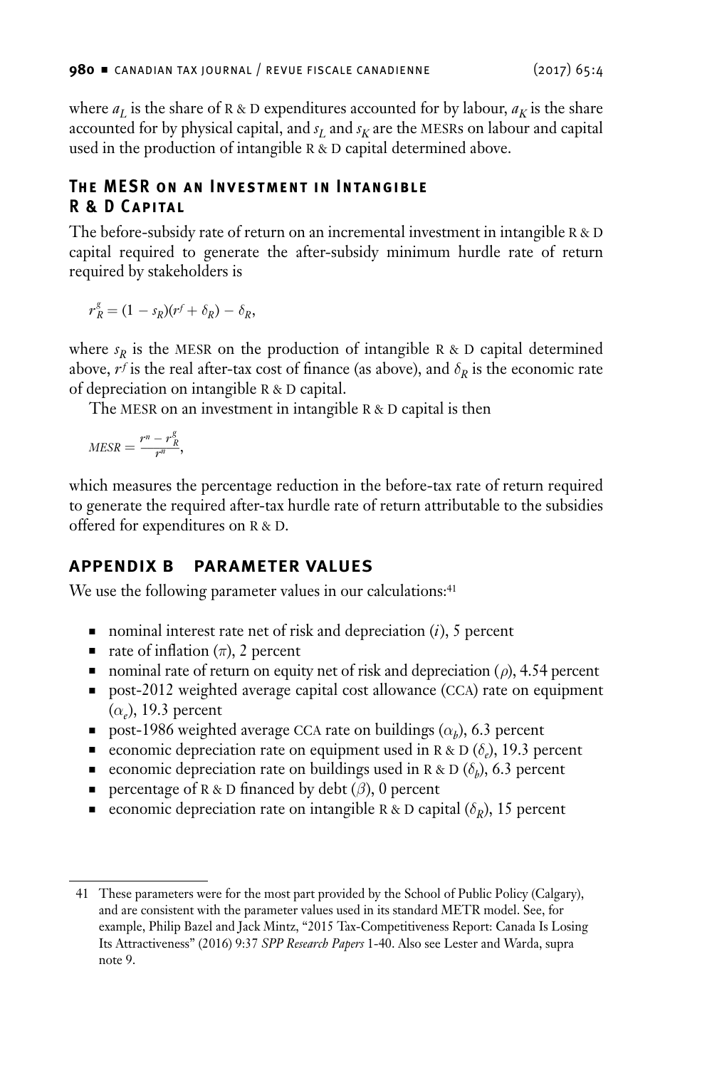where $a_L$ is the share of R & D expenditures accounted for by labour, $a_K$ is the share accounted for by physical capital, and $s_L$ and $s_K$ are the MESRs on labour and capital used in the production of intangible R & D capital determined above.

### The MESR on an Investment in Intangible R & D Capital

The before-subsidy rate of return on an incremental investment in intangible R & D capital required to generate the after-subsidy minimum hurdle rate of return required by stakeholders is

$$r_R^g = (1 - s_R)(r^f + \delta_R) - \delta_R,$$

where $s_R$ is the MESR on the production of intangible R & D capital determined above, $r^f$ is the real after-tax cost of finance (as above), and $\delta_R$ is the economic rate of depreciation on intangible R & D capital.

The MESR on an investment in intangible R & D capital is then

$$MESR = \frac{r^n - r_R^g}{r^n},$$

which measures the percentage reduction in the before-tax rate of return required to generate the required after-tax hurdle rate of return attributable to the subsidies offered for expenditures on R & D.

## APPENDIX B PARAMETER VALUES

We use the following parameter values in our calculations:[41]

- nominal interest rate net of risk and depreciation ($i$), 5 percent
- rate of inflation ($\pi$), 2 percent
- nominal rate of return on equity net of risk and depreciation ($\rho$), 4.54 percent
- post-2012 weighted average capital cost allowance (CCA) rate on equipment ($\alpha_e$), 19.3 percent
- post-1986 weighted average CCA rate on buildings ($\alpha_b$), 6.3 percent
- economic depreciation rate on equipment used in R & D ($\delta_e$), 19.3 percent
- economic depreciation rate on buildings used in R & D ($\delta_b$), 6.3 percent
- percentage of R & D financed by debt ($\beta$), 0 percent
- economic depreciation rate on intangible R & D capital ($\delta_R$), 15 percent

41 These parameters were for the most part provided by the School of Public Policy (Calgary), and are consistent with the parameter values used in its standard METR model. See, for example, Philip Bazel and Jack Mintz, "2015 Tax-Competitiveness Report: Canada Is Losing Its Attractiveness" (2016) 9:37 *SPP Research Papers* 1-40. Also see Lester and Warda, supra note 9.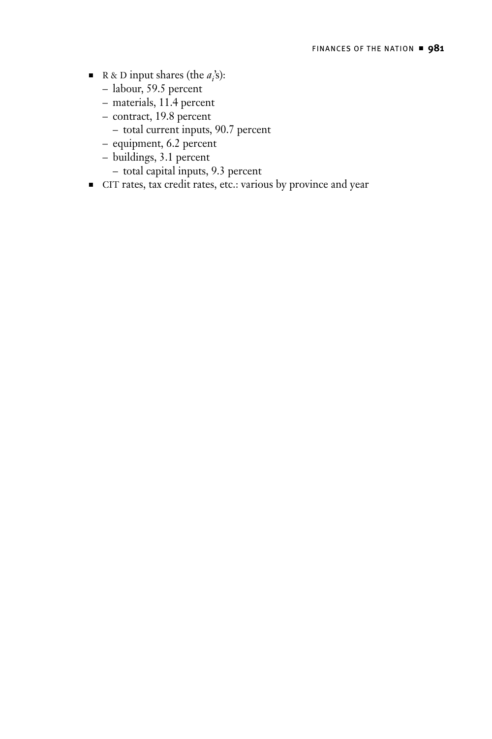- R & D input shares (the $a_i$'s):
  - labour, 59.5 percent
  - materials, 11.4 percent
  - contract, 19.8 percent
    - total current inputs, 90.7 percent
  - equipment, 6.2 percent
  - buildings, 3.1 percent
    - total capital inputs, 9.3 percent
- CIT rates, tax credit rates, etc.: various by province and year